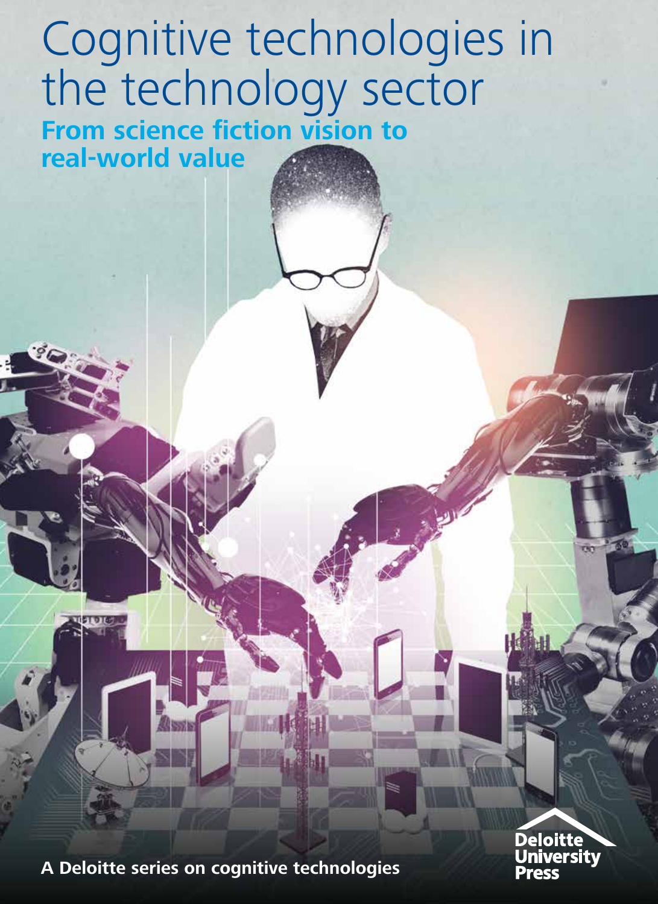# Cognitive technologies in the technology sector

## From science fiction vision to real-world value

A Deloitte series on cognitive technologies

Deloitte University Press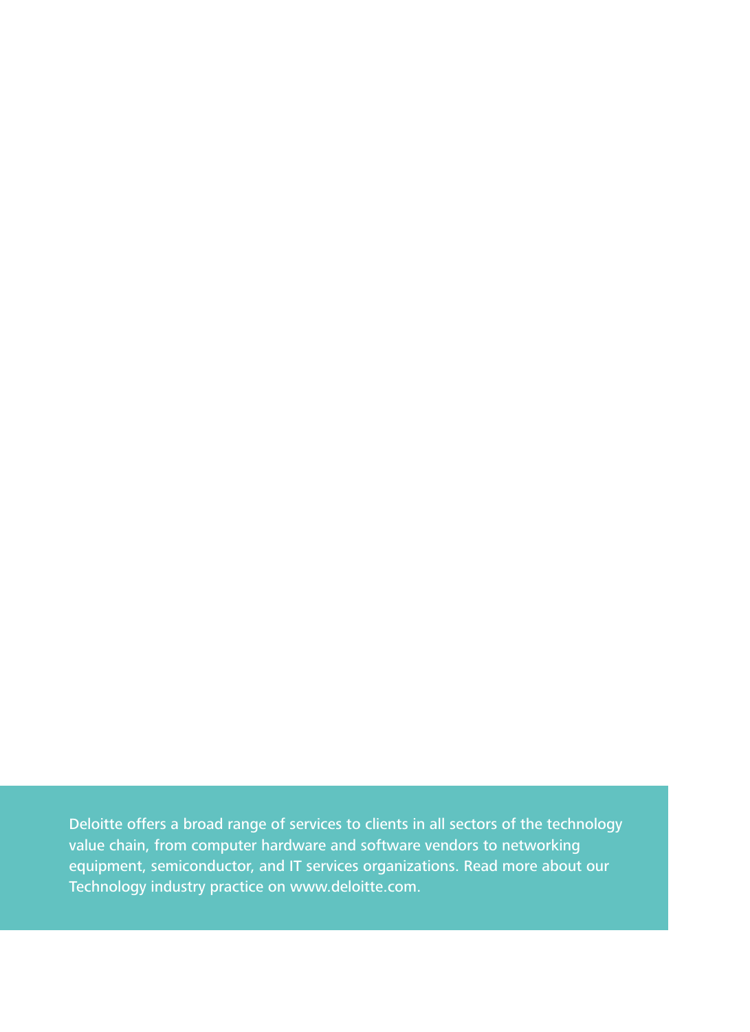Deloitte offers a broad range of services to clients in all sectors of the technology value chain, from computer hardware and software vendors to networking equipment, semiconductor, and IT services organizations. Read more about our Technology industry practice on www.deloitte.com.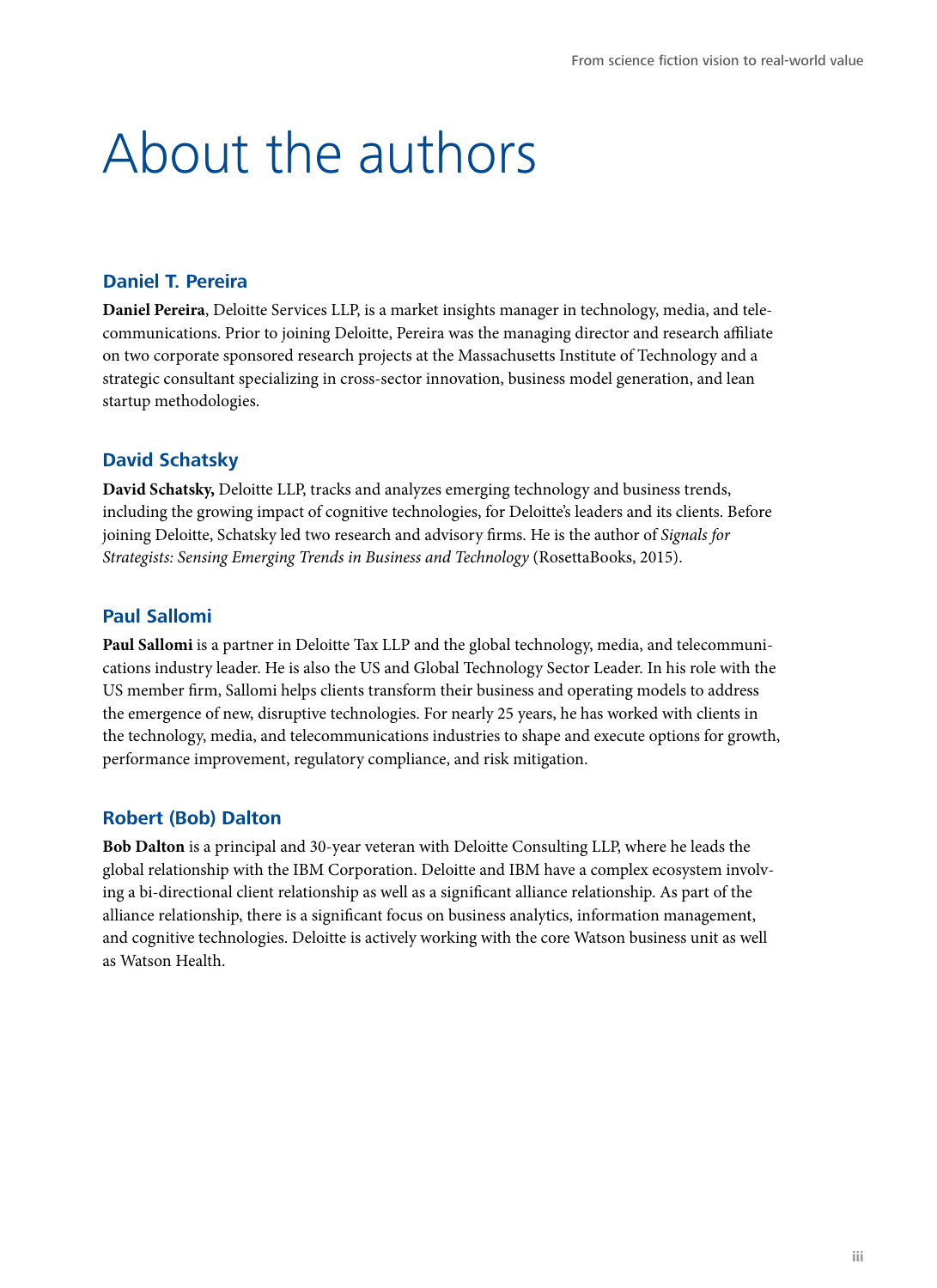# About the authors

## Daniel T. Pereira

**Daniel Pereira**, Deloitte Services LLP, is a market insights manager in technology, media, and telecommunications. Prior to joining Deloitte, Pereira was the managing director and research affiliate on two corporate sponsored research projects at the Massachusetts Institute of Technology and a strategic consultant specializing in cross-sector innovation, business model generation, and lean startup methodologies.

## David Schatsky

**David Schatsky,** Deloitte LLP, tracks and analyzes emerging technology and business trends, including the growing impact of cognitive technologies, for Deloitte's leaders and its clients. Before joining Deloitte, Schatsky led two research and advisory firms. He is the author of *Signals for Strategists: Sensing Emerging Trends in Business and Technology* (RosettaBooks, 2015).

## Paul Sallomi

**Paul Sallomi** is a partner in Deloitte Tax LLP and the global technology, media, and telecommunications industry leader. He is also the US and Global Technology Sector Leader. In his role with the US member firm, Sallomi helps clients transform their business and operating models to address the emergence of new, disruptive technologies. For nearly 25 years, he has worked with clients in the technology, media, and telecommunications industries to shape and execute options for growth, performance improvement, regulatory compliance, and risk mitigation.

## Robert (Bob) Dalton

**Bob Dalton** is a principal and 30-year veteran with Deloitte Consulting LLP, where he leads the global relationship with the IBM Corporation. Deloitte and IBM have a complex ecosystem involving a bi-directional client relationship as well as a significant alliance relationship. As part of the alliance relationship, there is a significant focus on business analytics, information management, and cognitive technologies. Deloitte is actively working with the core Watson business unit as well as Watson Health.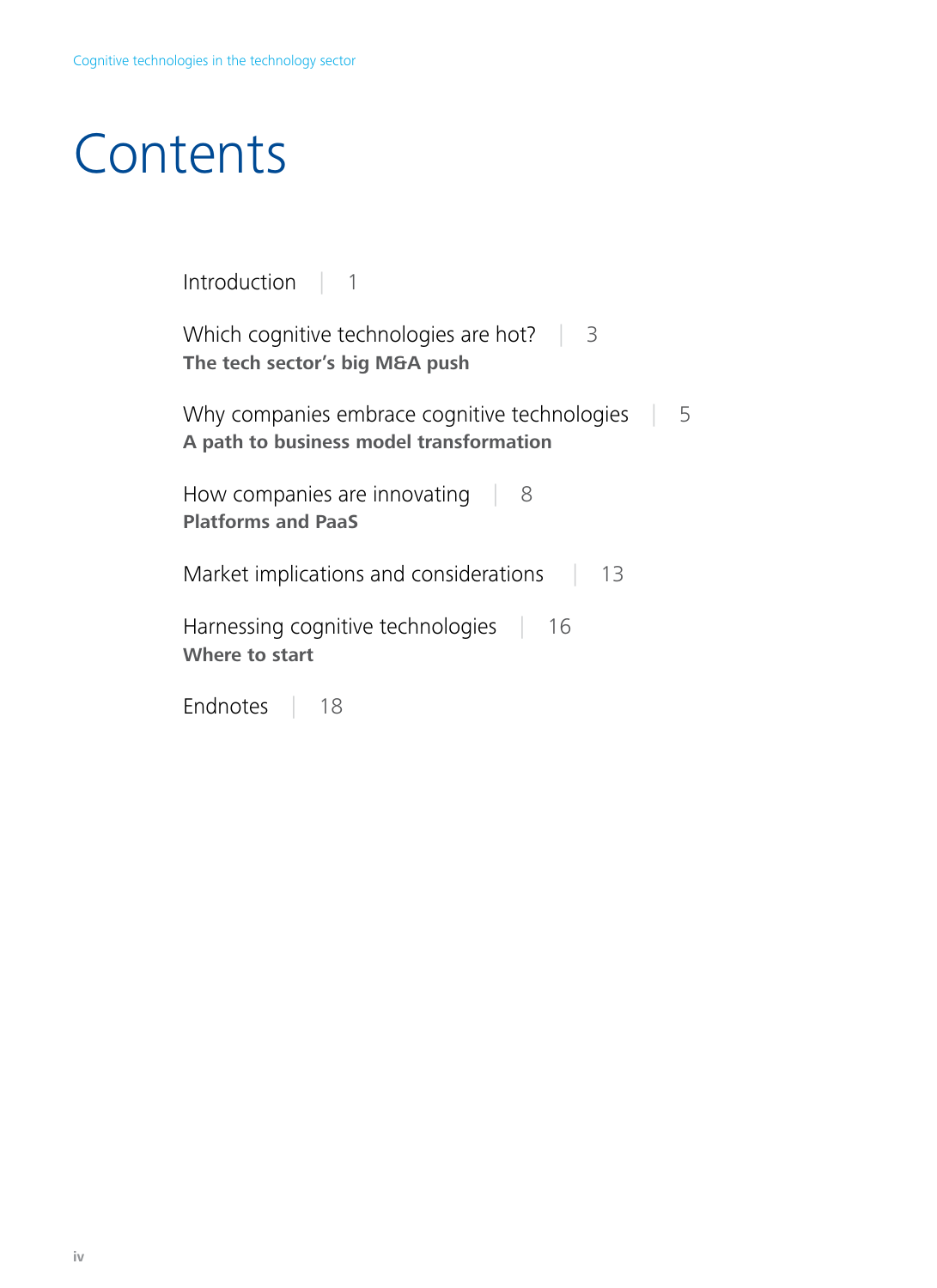# Contents

Introduction | 1

Which cognitive technologies are hot? | 3
**The tech sector's big M&A push**

Why companies embrace cognitive technologies | 5
**A path to business model transformation**

How companies are innovating | 8
**Platforms and PaaS**

Market implications and considerations | 13

Harnessing cognitive technologies | 16
**Where to start**

Endnotes | 18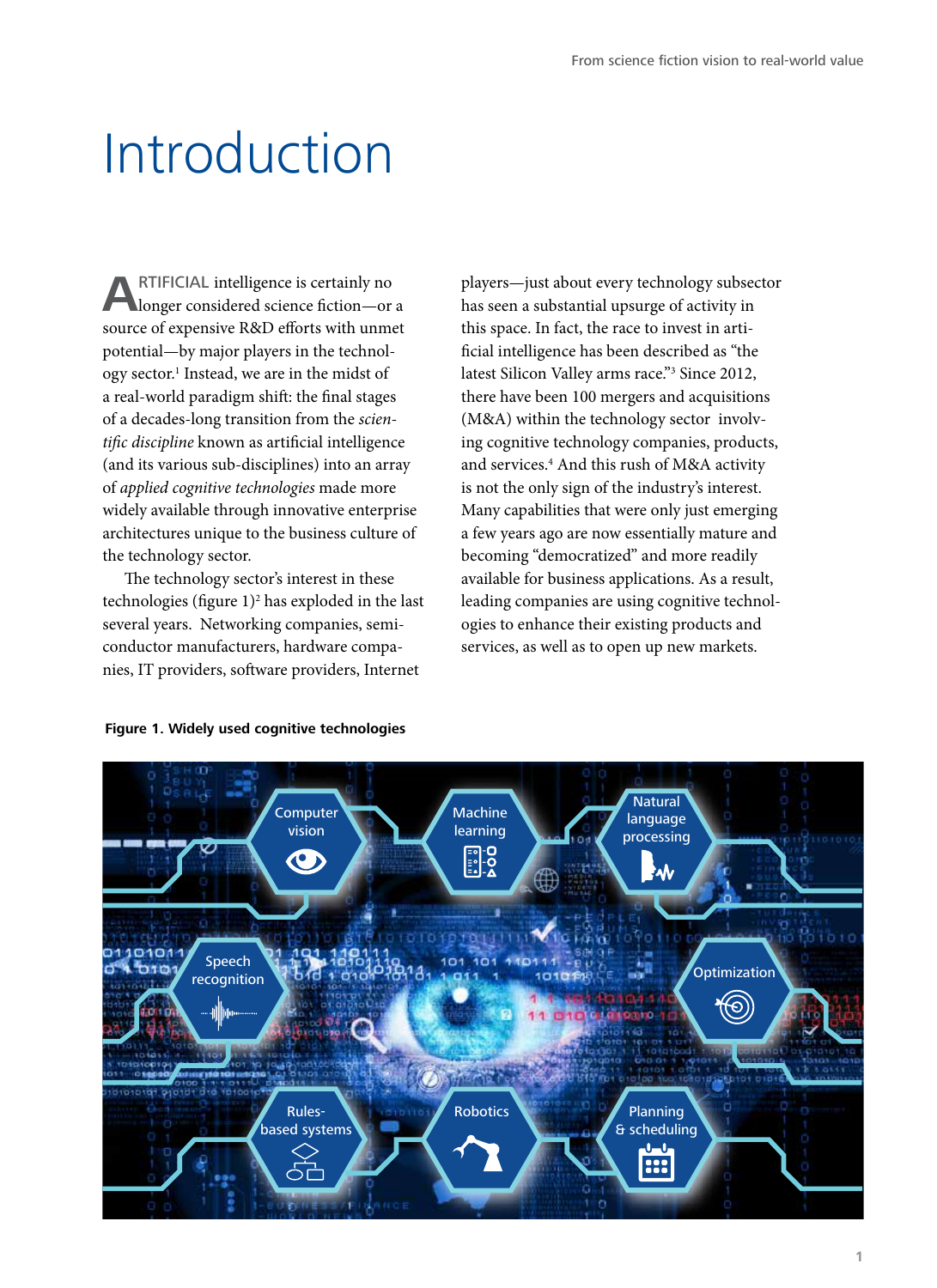# Introduction

ARTIFICIAL intelligence is certainly no longer considered science fiction—or a source of expensive R&D efforts with unmet potential—by major players in the technology sector.[1] Instead, we are in the midst of a real-world paradigm shift: the final stages of a decades-long transition from the *scientific discipline* known as artificial intelligence (and its various sub-disciplines) into an array of *applied cognitive technologies* made more widely available through innovative enterprise architectures unique to the business culture of the technology sector.

The technology sector's interest in these technologies (figure 1)[2] has exploded in the last several years. Networking companies, semiconductor manufacturers, hardware companies, IT providers, software providers, Internet players—just about every technology subsector has seen a substantial upsurge of activity in this space. In fact, the race to invest in artificial intelligence has been described as "the latest Silicon Valley arms race."[3] Since 2012, there have been 100 mergers and acquisitions (M&A) within the technology sector involving cognitive technology companies, products, and services.[4] And this rush of M&A activity is not the only sign of the industry's interest. Many capabilities that were only just emerging a few years ago are now essentially mature and becoming "democratized" and more readily available for business applications. As a result, leading companies are using cognitive technologies to enhance their existing products and services, as well as to open up new markets.

**Figure 1. Widely used cognitive technologies**

Computer vision | Machine learning | Natural language processing | Speech recognition | Optimization | Rules-based systems | Robotics | Planning & scheduling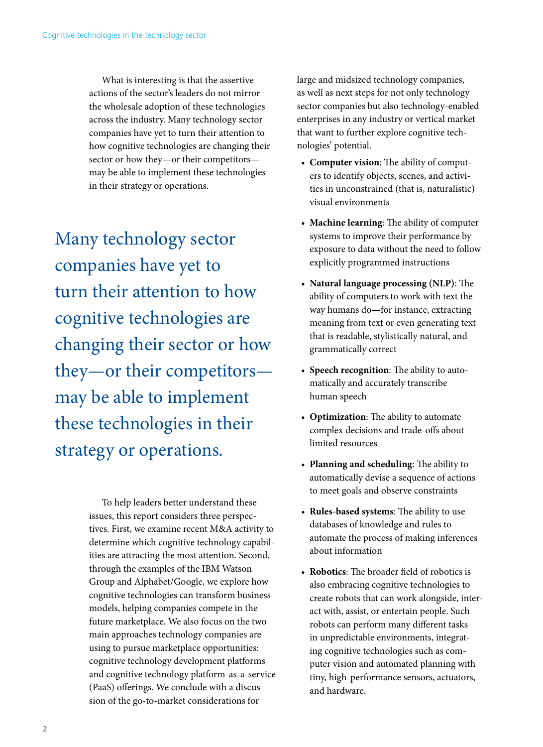What is interesting is that the assertive actions of the sector's leaders do not mirror the wholesale adoption of these technologies across the industry. Many technology sector companies have yet to turn their attention to how cognitive technologies are changing their sector or how they—or their competitors—may be able to implement these technologies in their strategy or operations.

> Many technology sector companies have yet to turn their attention to how cognitive technologies are changing their sector or how they—or their competitors—may be able to implement these technologies in their strategy or operations.

To help leaders better understand these issues, this report considers three perspectives. First, we examine recent M&A activity to determine which cognitive technology capabilities are attracting the most attention. Second, through the examples of the IBM Watson Group and Alphabet/Google, we explore how cognitive technologies can transform business models, helping companies compete in the future marketplace. We also focus on the two main approaches technology companies are using to pursue marketplace opportunities: cognitive technology development platforms and cognitive technology platform-as-a-service (PaaS) offerings. We conclude with a discussion of the go-to-market considerations for large and midsized technology companies, as well as next steps for not only technology sector companies but also technology-enabled enterprises in any industry or vertical market that want to further explore cognitive technologies' potential.

- **Computer vision**: The ability of computers to identify objects, scenes, and activities in unconstrained (that is, naturalistic) visual environments
- **Machine learning**: The ability of computer systems to improve their performance by exposure to data without the need to follow explicitly programmed instructions
- **Natural language processing (NLP)**: The ability of computers to work with text the way humans do—for instance, extracting meaning from text or even generating text that is readable, stylistically natural, and grammatically correct
- **Speech recognition**: The ability to automatically and accurately transcribe human speech
- **Optimization**: The ability to automate complex decisions and trade-offs about limited resources
- **Planning and scheduling**: The ability to automatically devise a sequence of actions to meet goals and observe constraints
- **Rules-based systems**: The ability to use databases of knowledge and rules to automate the process of making inferences about information
- **Robotics**: The broader field of robotics is also embracing cognitive technologies to create robots that can work alongside, interact with, assist, or entertain people. Such robots can perform many different tasks in unpredictable environments, integrating cognitive technologies such as computer vision and automated planning with tiny, high-performance sensors, actuators, and hardware.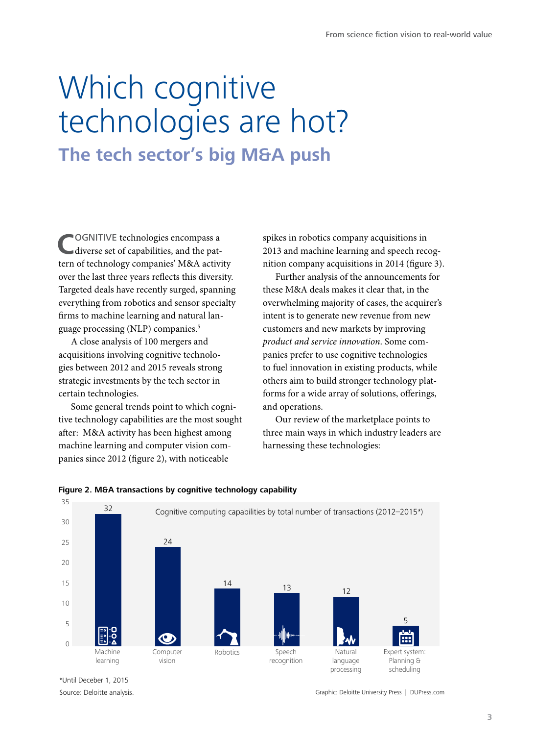# Which cognitive technologies are hot?

## The tech sector's big M&A push

COGNITIVE technologies encompass a diverse set of capabilities, and the pattern of technology companies' M&A activity over the last three years reflects this diversity. Targeted deals have recently surged, spanning everything from robotics and sensor specialty firms to machine learning and natural language processing (NLP) companies.[5]

A close analysis of 100 mergers and acquisitions involving cognitive technologies between 2012 and 2015 reveals strong strategic investments by the tech sector in certain technologies.

Some general trends point to which cognitive technology capabilities are the most sought after: M&A activity has been highest among machine learning and computer vision companies since 2012 (figure 2), with noticeable spikes in robotics company acquisitions in 2013 and machine learning and speech recognition company acquisitions in 2014 (figure 3).

Further analysis of the announcements for these M&A deals makes it clear that, in the overwhelming majority of cases, the acquirer's intent is to generate new revenue from new customers and new markets by improving *product and service innovation*. Some companies prefer to use cognitive technologies to fuel innovation in existing products, while others aim to build stronger technology platforms for a wide array of solutions, offerings, and operations.

Our review of the marketplace points to three main ways in which industry leaders are harnessing these technologies:

**Figure 2. M&A transactions by cognitive technology capability**

Cognitive computing capabilities by total number of transactions (2012–2015*)

| Capability | Number of transactions |
| --- | --- |
| Machine learning | 32 |
| Computer vision | 24 |
| Robotics | 14 |
| Speech recognition | 13 |
| Natural language processing | 12 |
| Expert system: Planning & scheduling | 5 |

*Until Deceber 1, 2015

Source: Deloitte analysis.

Graphic: Deloitte University Press | DUPress.com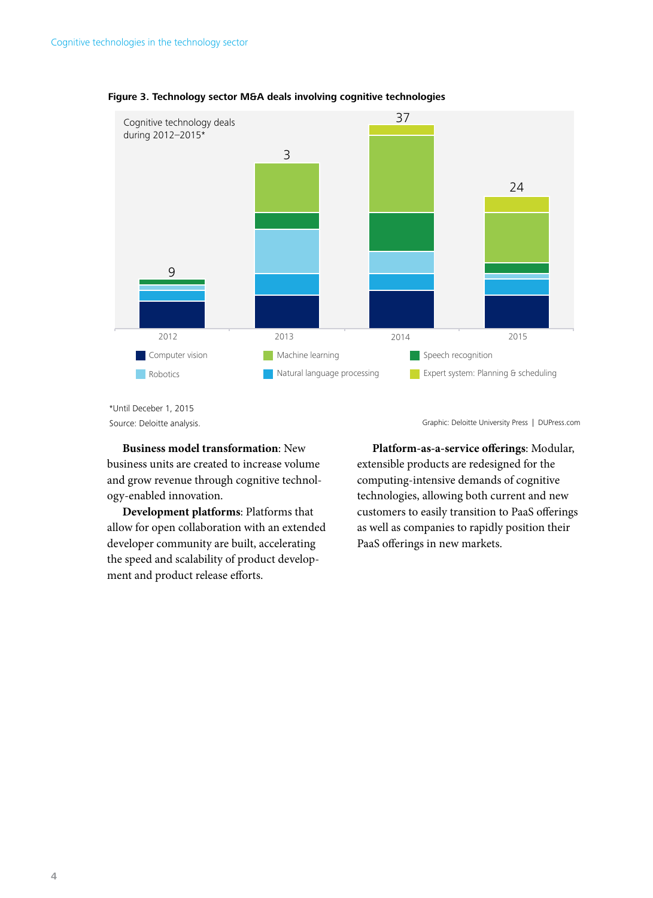**Figure 3. Technology sector M&A deals involving cognitive technologies**

Cognitive technology deals during 2012–2015*

| Year | Total deals |
|---|---|
| 2012 | 9 |
| 2013 | 3 |
| 2014 | 37 |
| 2015 | 24 |

Legend: Computer vision; Machine learning; Speech recognition; Robotics; Natural language processing; Expert system: Planning & scheduling

*Until Deceber 1, 2015

Source: Deloitte analysis.

Graphic: Deloitte University Press | DUPress.com

**Business model transformation**: New business units are created to increase volume and grow revenue through cognitive technology-enabled innovation.

**Development platforms**: Platforms that allow for open collaboration with an extended developer community are built, accelerating the speed and scalability of product development and product release efforts.

**Platform-as-a-service offerings**: Modular, extensible products are redesigned for the computing-intensive demands of cognitive technologies, allowing both current and new customers to easily transition to PaaS offerings as well as companies to rapidly position their PaaS offerings in new markets.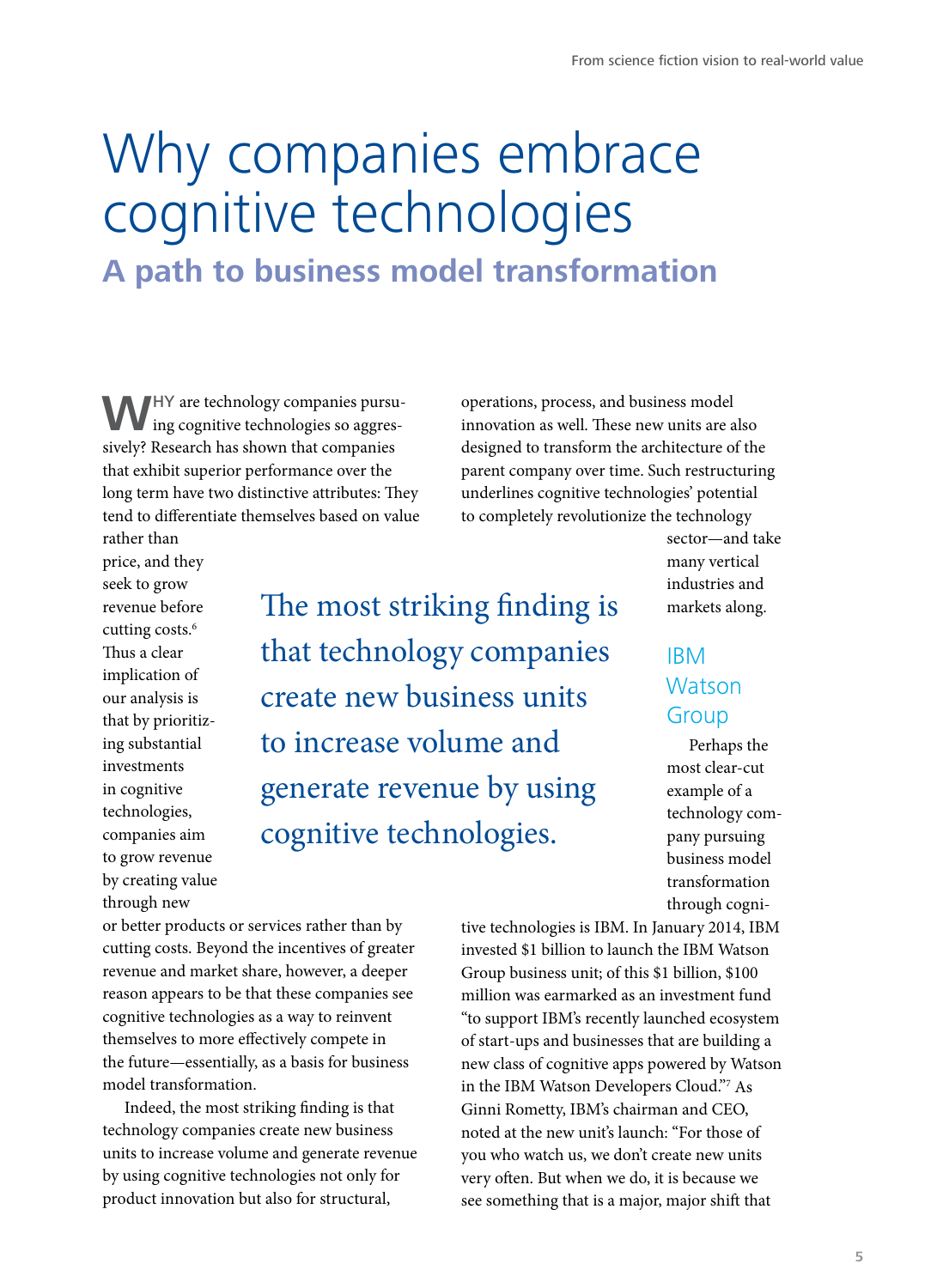# Why companies embrace cognitive technologies

## A path to business model transformation

**W**HY are technology companies pursuing cognitive technologies so aggressively? Research has shown that companies that exhibit superior performance over the long term have two distinctive attributes: They tend to differentiate themselves based on value rather than price, and they seek to grow revenue before cutting costs.[6] Thus a clear implication of our analysis is that by prioritizing substantial investments in cognitive technologies, companies aim to grow revenue by creating value through new or better products or services rather than by cutting costs. Beyond the incentives of greater revenue and market share, however, a deeper reason appears to be that these companies see cognitive technologies as a way to reinvent themselves to more effectively compete in the future—essentially, as a basis for business model transformation.

> The most striking finding is that technology companies create new business units to increase volume and generate revenue by using cognitive technologies.

Indeed, the most striking finding is that technology companies create new business units to increase volume and generate revenue by using cognitive technologies not only for product innovation but also for structural, operations, process, and business model innovation as well. These new units are also designed to transform the architecture of the parent company over time. Such restructuring underlines cognitive technologies' potential to completely revolutionize the technology sector—and take many vertical industries and markets along.

### IBM Watson Group

Perhaps the most clear-cut example of a technology company pursuing business model transformation through cognitive technologies is IBM. In January 2014, IBM invested $1 billion to launch the IBM Watson Group business unit; of this $1 billion, $100 million was earmarked as an investment fund "to support IBM's recently launched ecosystem of start-ups and businesses that are building a new class of cognitive apps powered by Watson in the IBM Watson Developers Cloud."[7] As Ginni Rometty, IBM's chairman and CEO, noted at the new unit's launch: "For those of you who watch us, we don't create new units very often. But when we do, it is because we see something that is a major, major shift that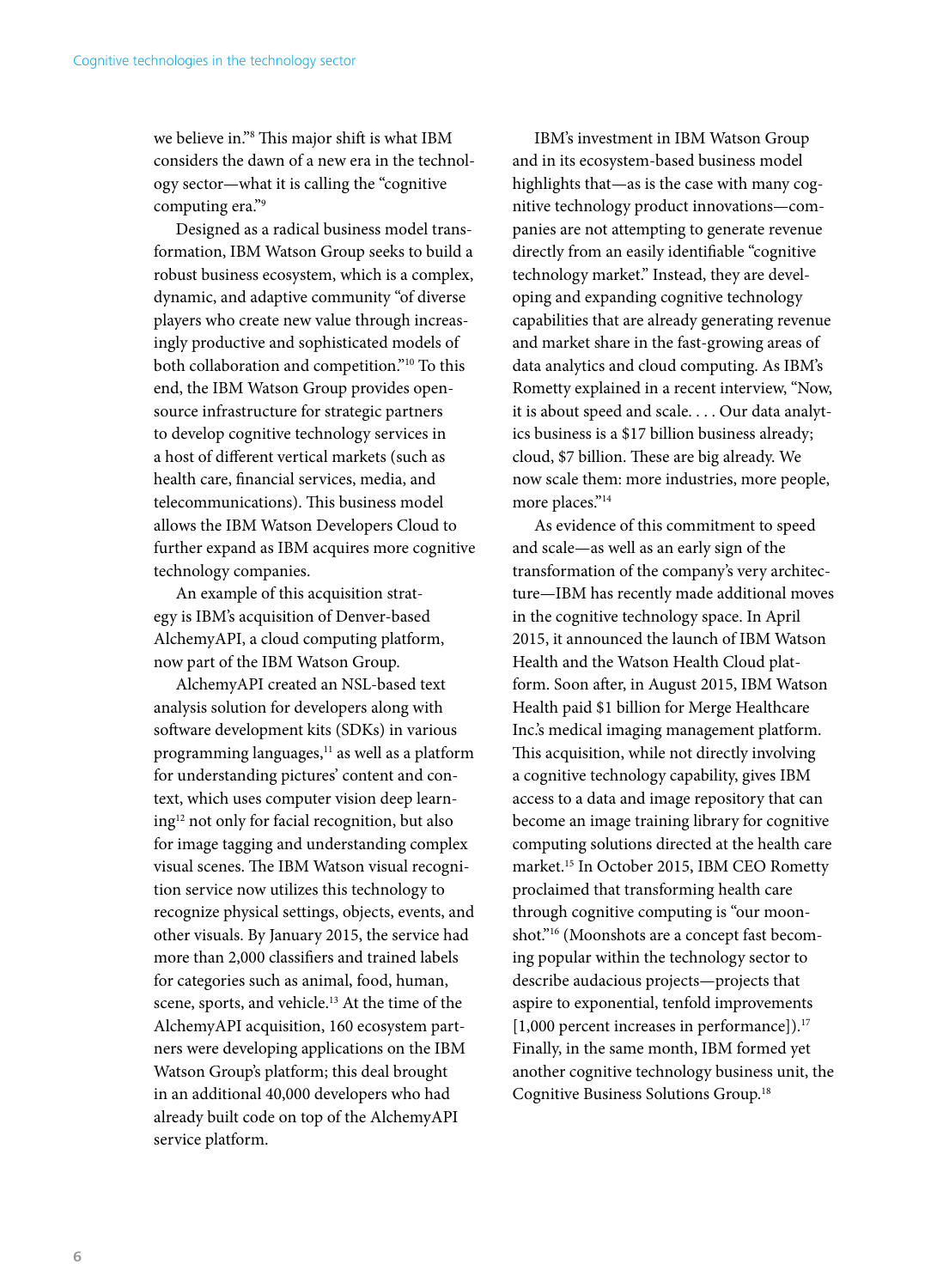we believe in."[8] This major shift is what IBM considers the dawn of a new era in the technology sector—what it is calling the "cognitive computing era."[9]

Designed as a radical business model transformation, IBM Watson Group seeks to build a robust business ecosystem, which is a complex, dynamic, and adaptive community "of diverse players who create new value through increasingly productive and sophisticated models of both collaboration and competition."[10] To this end, the IBM Watson Group provides open-source infrastructure for strategic partners to develop cognitive technology services in a host of different vertical markets (such as health care, financial services, media, and telecommunications). This business model allows the IBM Watson Developers Cloud to further expand as IBM acquires more cognitive technology companies.

An example of this acquisition strategy is IBM's acquisition of Denver-based AlchemyAPI, a cloud computing platform, now part of the IBM Watson Group.

AlchemyAPI created an NSL-based text analysis solution for developers along with software development kits (SDKs) in various programming languages,[11] as well as a platform for understanding pictures' content and context, which uses computer vision deep learning[12] not only for facial recognition, but also for image tagging and understanding complex visual scenes. The IBM Watson visual recognition service now utilizes this technology to recognize physical settings, objects, events, and other visuals. By January 2015, the service had more than 2,000 classifiers and trained labels for categories such as animal, food, human, scene, sports, and vehicle.[13] At the time of the AlchemyAPI acquisition, 160 ecosystem partners were developing applications on the IBM Watson Group's platform; this deal brought in an additional 40,000 developers who had already built code on top of the AlchemyAPI service platform.

IBM's investment in IBM Watson Group and in its ecosystem-based business model highlights that—as is the case with many cognitive technology product innovations—companies are not attempting to generate revenue directly from an easily identifiable "cognitive technology market." Instead, they are developing and expanding cognitive technology capabilities that are already generating revenue and market share in the fast-growing areas of data analytics and cloud computing. As IBM's Rometty explained in a recent interview, "Now, it is about speed and scale. . . . Our data analytics business is a $17 billion business already; cloud, $7 billion. These are big already. We now scale them: more industries, more people, more places."[14]

As evidence of this commitment to speed and scale—as well as an early sign of the transformation of the company's very architecture—IBM has recently made additional moves in the cognitive technology space. In April 2015, it announced the launch of IBM Watson Health and the Watson Health Cloud platform. Soon after, in August 2015, IBM Watson Health paid $1 billion for Merge Healthcare Inc.'s medical imaging management platform. This acquisition, while not directly involving a cognitive technology capability, gives IBM access to a data and image repository that can become an image training library for cognitive computing solutions directed at the health care market.[15] In October 2015, IBM CEO Rometty proclaimed that transforming health care through cognitive computing is "our moonshot."[16] (Moonshots are a concept fast becoming popular within the technology sector to describe audacious projects—projects that aspire to exponential, tenfold improvements [1,000 percent increases in performance]).[17] Finally, in the same month, IBM formed yet another cognitive technology business unit, the Cognitive Business Solutions Group.[18]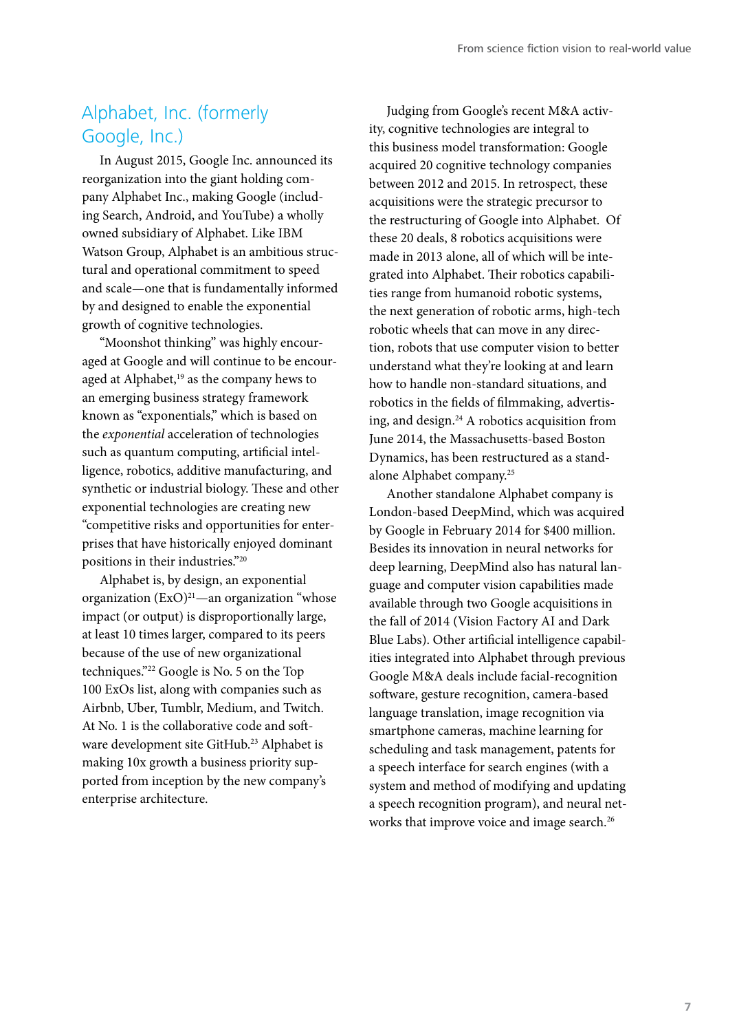## Alphabet, Inc. (formerly Google, Inc.)

In August 2015, Google Inc. announced its reorganization into the giant holding company Alphabet Inc., making Google (including Search, Android, and YouTube) a wholly owned subsidiary of Alphabet. Like IBM Watson Group, Alphabet is an ambitious structural and operational commitment to speed and scale—one that is fundamentally informed by and designed to enable the exponential growth of cognitive technologies.

"Moonshot thinking" was highly encouraged at Google and will continue to be encouraged at Alphabet,[19] as the company hews to an emerging business strategy framework known as "exponentials," which is based on the *exponential* acceleration of technologies such as quantum computing, artificial intelligence, robotics, additive manufacturing, and synthetic or industrial biology. These and other exponential technologies are creating new "competitive risks and opportunities for enterprises that have historically enjoyed dominant positions in their industries."[20]

Alphabet is, by design, an exponential organization (ExO)[21]—an organization "whose impact (or output) is disproportionally large, at least 10 times larger, compared to its peers because of the use of new organizational techniques."[22] Google is No. 5 on the Top 100 ExOs list, along with companies such as Airbnb, Uber, Tumblr, Medium, and Twitch. At No. 1 is the collaborative code and software development site GitHub.[23] Alphabet is making 10x growth a business priority supported from inception by the new company's enterprise architecture.

Judging from Google's recent M&A activity, cognitive technologies are integral to this business model transformation: Google acquired 20 cognitive technology companies between 2012 and 2015. In retrospect, these acquisitions were the strategic precursor to the restructuring of Google into Alphabet. Of these 20 deals, 8 robotics acquisitions were made in 2013 alone, all of which will be integrated into Alphabet. Their robotics capabilities range from humanoid robotic systems, the next generation of robotic arms, high-tech robotic wheels that can move in any direction, robots that use computer vision to better understand what they're looking at and learn how to handle non-standard situations, and robotics in the fields of filmmaking, advertising, and design.[24] A robotics acquisition from June 2014, the Massachusetts-based Boston Dynamics, has been restructured as a standalone Alphabet company.[25]

Another standalone Alphabet company is London-based DeepMind, which was acquired by Google in February 2014 for $400 million. Besides its innovation in neural networks for deep learning, DeepMind also has natural language and computer vision capabilities made available through two Google acquisitions in the fall of 2014 (Vision Factory AI and Dark Blue Labs). Other artificial intelligence capabilities integrated into Alphabet through previous Google M&A deals include facial-recognition software, gesture recognition, camera-based language translation, image recognition via smartphone cameras, machine learning for scheduling and task management, patents for a speech interface for search engines (with a system and method of modifying and updating a speech recognition program), and neural networks that improve voice and image search.[26]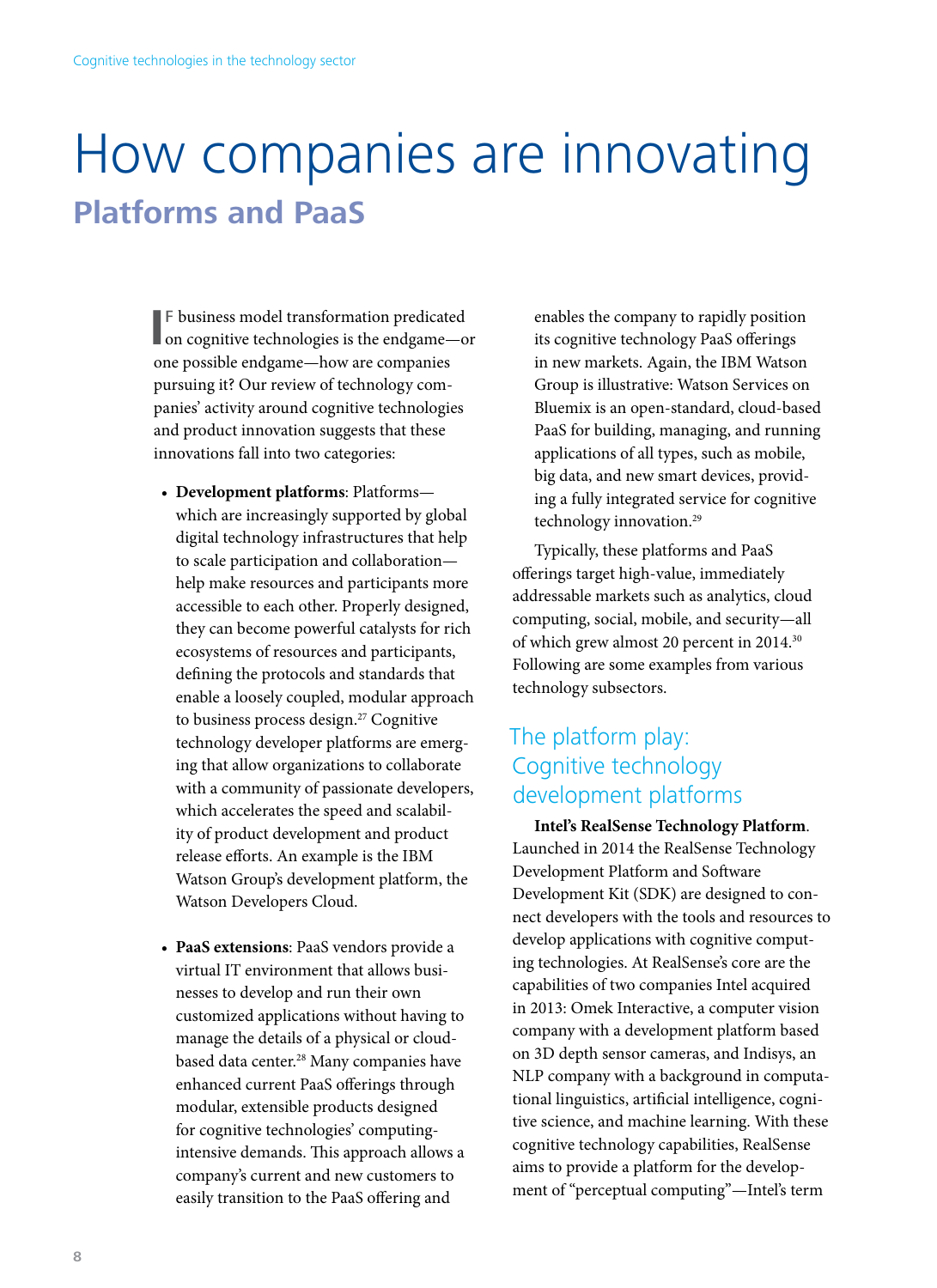// Dropped: running header "Cognitive technologies in the technology sector" and page number "8".
# How companies are innovating

## Platforms and PaaS

IF business model transformation predicated on cognitive technologies is the endgame—or one possible endgame—how are companies pursuing it? Our review of technology companies' activity around cognitive technologies and product innovation suggests that these innovations fall into two categories:

- **Development platforms**: Platforms—which are increasingly supported by global digital technology infrastructures that help to scale participation and collaboration—help make resources and participants more accessible to each other. Properly designed, they can become powerful catalysts for rich ecosystems of resources and participants, defining the protocols and standards that enable a loosely coupled, modular approach to business process design.[27] Cognitive technology developer platforms are emerging that allow organizations to collaborate with a community of passionate developers, which accelerates the speed and scalability of product development and product release efforts. An example is the IBM Watson Group's development platform, the Watson Developers Cloud.

- **PaaS extensions**: PaaS vendors provide a virtual IT environment that allows businesses to develop and run their own customized applications without having to manage the details of a physical or cloud-based data center.[28] Many companies have enhanced current PaaS offerings through modular, extensible products designed for cognitive technologies' computing-intensive demands. This approach allows a company's current and new customers to easily transition to the PaaS offering and enables the company to rapidly position its cognitive technology PaaS offerings in new markets. Again, the IBM Watson Group is illustrative: Watson Services on Bluemix is an open-standard, cloud-based PaaS for building, managing, and running applications of all types, such as mobile, big data, and new smart devices, providing a fully integrated service for cognitive technology innovation.[29]

Typically, these platforms and PaaS offerings target high-value, immediately addressable markets such as analytics, cloud computing, social, mobile, and security—all of which grew almost 20 percent in 2014.[30] Following are some examples from various technology subsectors.

### The platform play: Cognitive technology development platforms

**Intel's RealSense Technology Platform**. Launched in 2014 the RealSense Technology Development Platform and Software Development Kit (SDK) are designed to connect developers with the tools and resources to develop applications with cognitive computing technologies. At RealSense's core are the capabilities of two companies Intel acquired in 2013: Omek Interactive, a computer vision company with a development platform based on 3D depth sensor cameras, and Indisys, an NLP company with a background in computational linguistics, artificial intelligence, cognitive science, and machine learning. With these cognitive technology capabilities, RealSense aims to provide a platform for the development of "perceptual computing"—Intel's term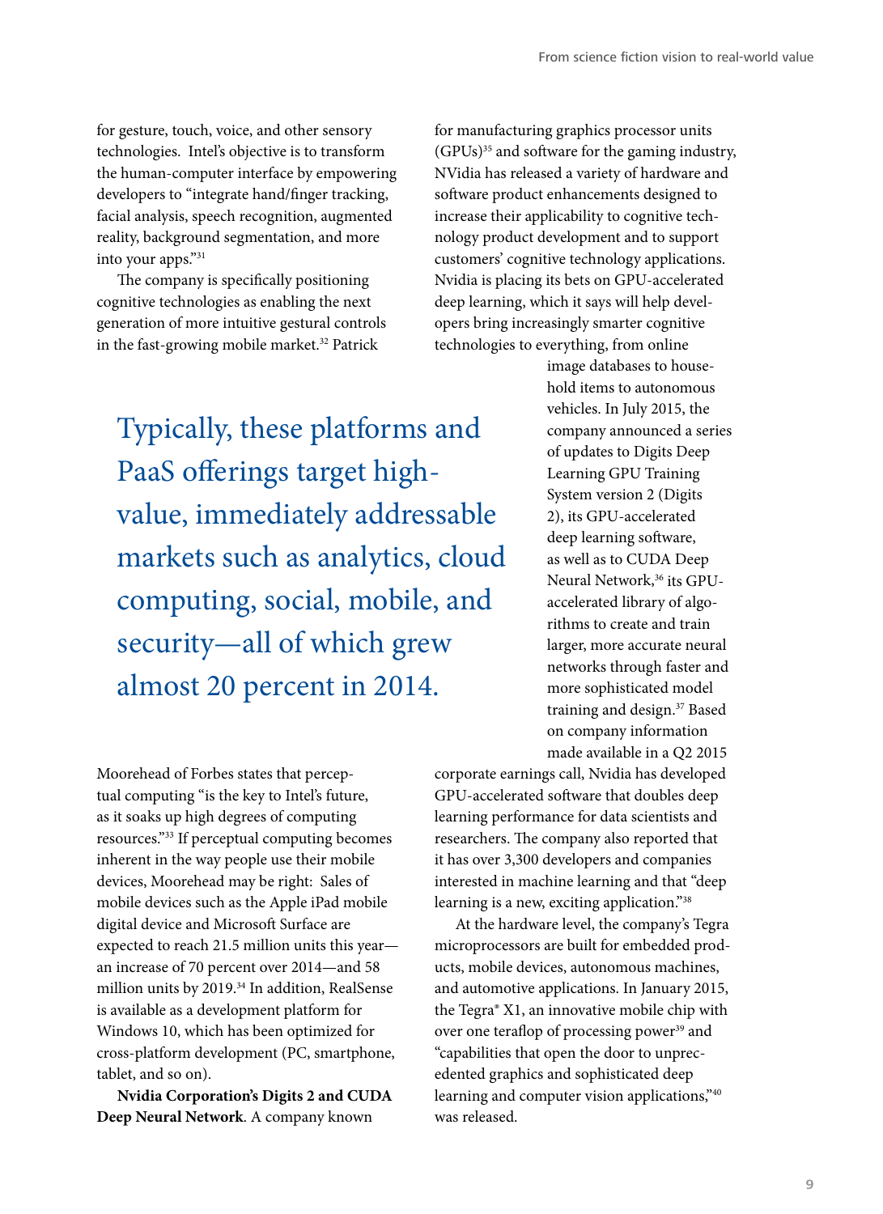for gesture, touch, voice, and other sensory technologies. Intel's objective is to transform the human-computer interface by empowering developers to "integrate hand/finger tracking, facial analysis, speech recognition, augmented reality, background segmentation, and more into your apps."[31]

The company is specifically positioning cognitive technologies as enabling the next generation of more intuitive gestural controls in the fast-growing mobile market.[32] Patrick Moorehead of Forbes states that perceptual computing "is the key to Intel's future, as it soaks up high degrees of computing resources."[33] If perceptual computing becomes inherent in the way people use their mobile devices, Moorehead may be right: Sales of mobile devices such as the Apple iPad mobile digital device and Microsoft Surface are expected to reach 21.5 million units this year—an increase of 70 percent over 2014—and 58 million units by 2019.[34] In addition, RealSense is available as a development platform for Windows 10, which has been optimized for cross-platform development (PC, smartphone, tablet, and so on).

> Typically, these platforms and PaaS offerings target high-value, immediately addressable markets such as analytics, cloud computing, social, mobile, and security—all of which grew almost 20 percent in 2014.

**Nvidia Corporation's Digits 2 and CUDA Deep Neural Network**. A company known for manufacturing graphics processor units (GPUs)[35] and software for the gaming industry, NVidia has released a variety of hardware and software product enhancements designed to increase their applicability to cognitive technology product development and to support customers' cognitive technology applications. Nvidia is placing its bets on GPU-accelerated deep learning, which it says will help developers bring increasingly smarter cognitive technologies to everything, from online image databases to household items to autonomous vehicles. In July 2015, the company announced a series of updates to Digits Deep Learning GPU Training System version 2 (Digits 2), its GPU-accelerated deep learning software, as well as to CUDA Deep Neural Network,[36] its GPU-accelerated library of algorithms to create and train larger, more accurate neural networks through faster and more sophisticated model training and design.[37] Based on company information made available in a Q2 2015 corporate earnings call, Nvidia has developed GPU-accelerated software that doubles deep learning performance for data scientists and researchers. The company also reported that it has over 3,300 developers and companies interested in machine learning and that "deep learning is a new, exciting application."[38]

At the hardware level, the company's Tegra microprocessors are built for embedded products, mobile devices, autonomous machines, and automotive applications. In January 2015, the Tegra® X1, an innovative mobile chip with over one teraflop of processing power[39] and "capabilities that open the door to unprecedented graphics and sophisticated deep learning and computer vision applications,"[40] was released.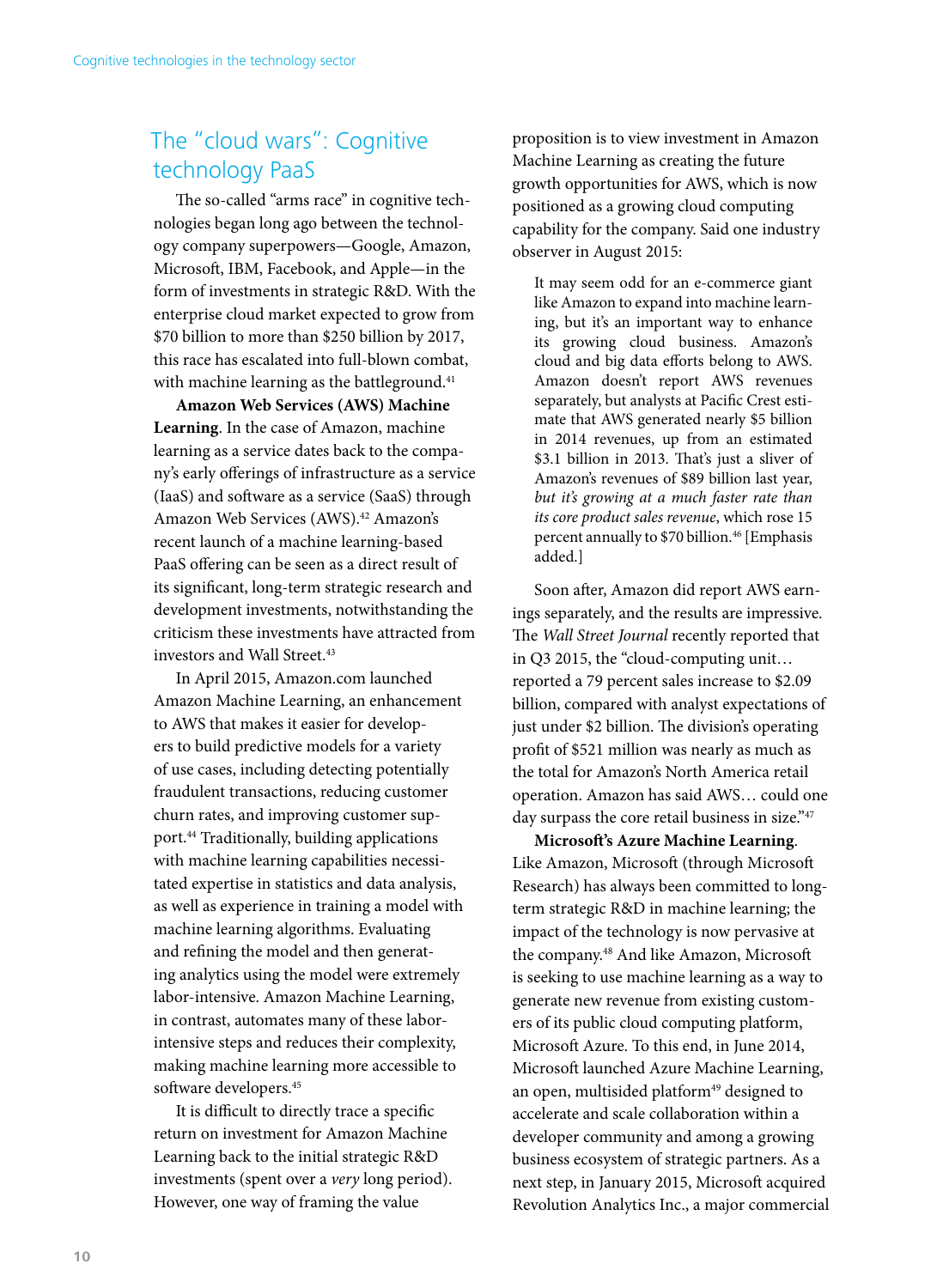## The "cloud wars": Cognitive technology PaaS

The so-called "arms race" in cognitive technologies began long ago between the technology company superpowers—Google, Amazon, Microsoft, IBM, Facebook, and Apple—in the form of investments in strategic R&D. With the enterprise cloud market expected to grow from $70 billion to more than $250 billion by 2017, this race has escalated into full-blown combat, with machine learning as the battleground.[41]

**Amazon Web Services (AWS) Machine Learning**. In the case of Amazon, machine learning as a service dates back to the company's early offerings of infrastructure as a service (IaaS) and software as a service (SaaS) through Amazon Web Services (AWS).[42] Amazon's recent launch of a machine learning-based PaaS offering can be seen as a direct result of its significant, long-term strategic research and development investments, notwithstanding the criticism these investments have attracted from investors and Wall Street.[43]

In April 2015, Amazon.com launched Amazon Machine Learning, an enhancement to AWS that makes it easier for developers to build predictive models for a variety of use cases, including detecting potentially fraudulent transactions, reducing customer churn rates, and improving customer support.[44] Traditionally, building applications with machine learning capabilities necessitated expertise in statistics and data analysis, as well as experience in training a model with machine learning algorithms. Evaluating and refining the model and then generating analytics using the model were extremely labor-intensive. Amazon Machine Learning, in contrast, automates many of these labor-intensive steps and reduces their complexity, making machine learning more accessible to software developers.[45]

It is difficult to directly trace a specific return on investment for Amazon Machine Learning back to the initial strategic R&D investments (spent over a *very* long period). However, one way of framing the value proposition is to view investment in Amazon Machine Learning as creating the future growth opportunities for AWS, which is now positioned as a growing cloud computing capability for the company. Said one industry observer in August 2015:

> It may seem odd for an e-commerce giant like Amazon to expand into machine learning, but it's an important way to enhance its growing cloud business. Amazon's cloud and big data efforts belong to AWS. Amazon doesn't report AWS revenues separately, but analysts at Pacific Crest estimate that AWS generated nearly $5 billion in 2014 revenues, up from an estimated $3.1 billion in 2013. That's just a sliver of Amazon's revenues of $89 billion last year, *but it's growing at a much faster rate than its core product sales revenue*, which rose 15 percent annually to $70 billion.[46] [Emphasis added.]

Soon after, Amazon did report AWS earnings separately, and the results are impressive. The *Wall Street Journal* recently reported that in Q3 2015, the "cloud-computing unit… reported a 79 percent sales increase to $2.09 billion, compared with analyst expectations of just under $2 billion. The division's operating profit of $521 million was nearly as much as the total for Amazon's North America retail operation. Amazon has said AWS… could one day surpass the core retail business in size."[47]

**Microsoft's Azure Machine Learning**. Like Amazon, Microsoft (through Microsoft Research) has always been committed to long-term strategic R&D in machine learning; the impact of the technology is now pervasive at the company.[48] And like Amazon, Microsoft is seeking to use machine learning as a way to generate new revenue from existing customers of its public cloud computing platform, Microsoft Azure. To this end, in June 2014, Microsoft launched Azure Machine Learning, an open, multisided platform[49] designed to accelerate and scale collaboration within a developer community and among a growing business ecosystem of strategic partners. As a next step, in January 2015, Microsoft acquired Revolution Analytics Inc., a major commercial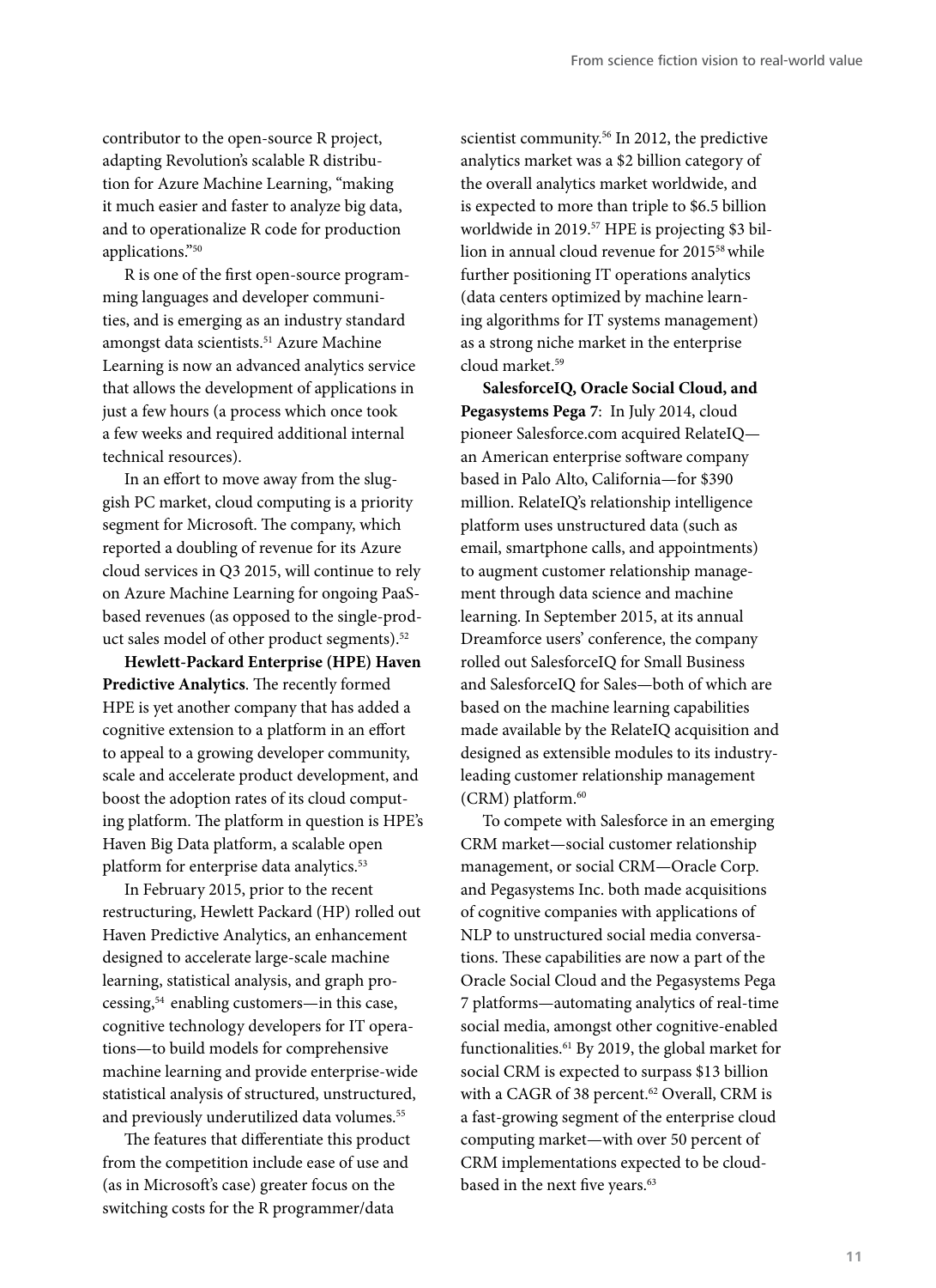contributor to the open-source R project, adapting Revolution's scalable R distribution for Azure Machine Learning, "making it much easier and faster to analyze big data, and to operationalize R code for production applications."[50]

R is one of the first open-source programming languages and developer communities, and is emerging as an industry standard amongst data scientists.[51] Azure Machine Learning is now an advanced analytics service that allows the development of applications in just a few hours (a process which once took a few weeks and required additional internal technical resources).

In an effort to move away from the sluggish PC market, cloud computing is a priority segment for Microsoft. The company, which reported a doubling of revenue for its Azure cloud services in Q3 2015, will continue to rely on Azure Machine Learning for ongoing PaaS-based revenues (as opposed to the single-product sales model of other product segments).[52]

**Hewlett-Packard Enterprise (HPE) Haven Predictive Analytics**. The recently formed HPE is yet another company that has added a cognitive extension to a platform in an effort to appeal to a growing developer community, scale and accelerate product development, and boost the adoption rates of its cloud computing platform. The platform in question is HPE's Haven Big Data platform, a scalable open platform for enterprise data analytics.[53]

In February 2015, prior to the recent restructuring, Hewlett Packard (HP) rolled out Haven Predictive Analytics, an enhancement designed to accelerate large-scale machine learning, statistical analysis, and graph processing,[54] enabling customers—in this case, cognitive technology developers for IT operations—to build models for comprehensive machine learning and provide enterprise-wide statistical analysis of structured, unstructured, and previously underutilized data volumes.[55]

The features that differentiate this product from the competition include ease of use and (as in Microsoft's case) greater focus on the switching costs for the R programmer/data scientist community.[56] In 2012, the predictive analytics market was a $2 billion category of the overall analytics market worldwide, and is expected to more than triple to $6.5 billion worldwide in 2019.[57] HPE is projecting $3 billion in annual cloud revenue for 2015[58] while further positioning IT operations analytics (data centers optimized by machine learning algorithms for IT systems management) as a strong niche market in the enterprise cloud market.[59]

**SalesforceIQ, Oracle Social Cloud, and Pegasystems Pega 7**: In July 2014, cloud pioneer Salesforce.com acquired RelateIQ—an American enterprise software company based in Palo Alto, California—for $390 million. RelateIQ's relationship intelligence platform uses unstructured data (such as email, smartphone calls, and appointments) to augment customer relationship management through data science and machine learning. In September 2015, at its annual Dreamforce users' conference, the company rolled out SalesforceIQ for Small Business and SalesforceIQ for Sales—both of which are based on the machine learning capabilities made available by the RelateIQ acquisition and designed as extensible modules to its industry-leading customer relationship management (CRM) platform.[60]

To compete with Salesforce in an emerging CRM market—social customer relationship management, or social CRM—Oracle Corp. and Pegasystems Inc. both made acquisitions of cognitive companies with applications of NLP to unstructured social media conversations. These capabilities are now a part of the Oracle Social Cloud and the Pegasystems Pega 7 platforms—automating analytics of real-time social media, amongst other cognitive-enabled functionalities.[61] By 2019, the global market for social CRM is expected to surpass $13 billion with a CAGR of 38 percent.[62] Overall, CRM is a fast-growing segment of the enterprise cloud computing market—with over 50 percent of CRM implementations expected to be cloud-based in the next five years.[63]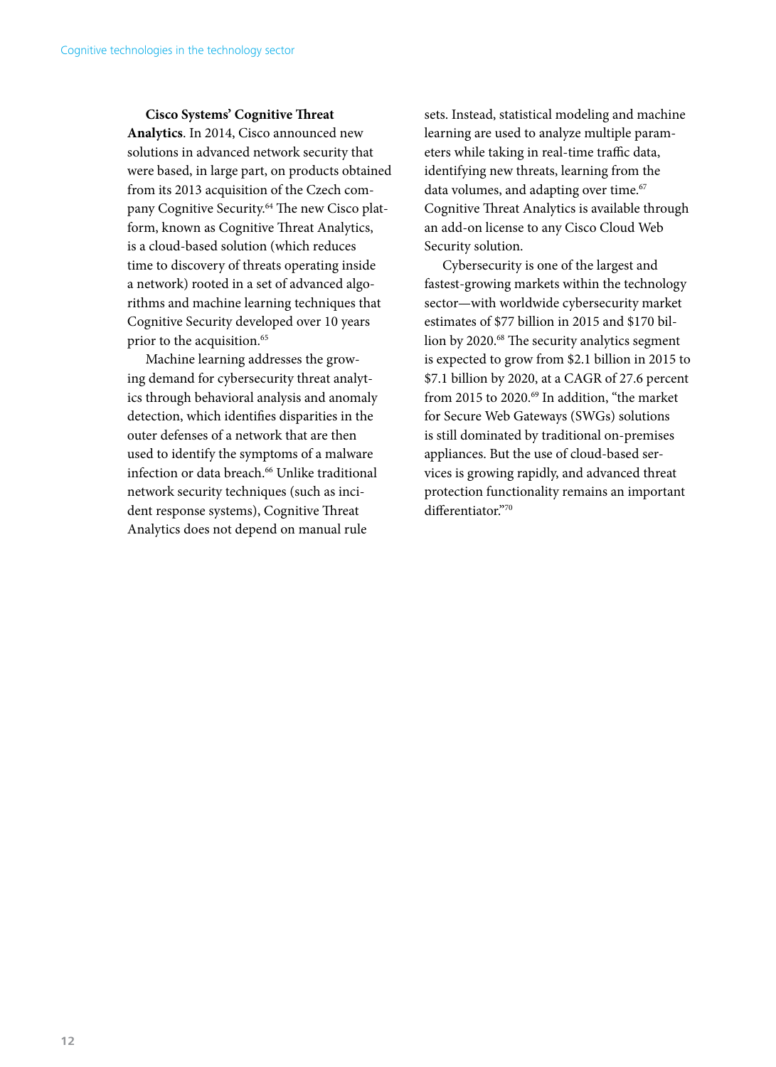**Cisco Systems' Cognitive Threat Analytics**. In 2014, Cisco announced new solutions in advanced network security that were based, in large part, on products obtained from its 2013 acquisition of the Czech company Cognitive Security.[64] The new Cisco platform, known as Cognitive Threat Analytics, is a cloud-based solution (which reduces time to discovery of threats operating inside a network) rooted in a set of advanced algorithms and machine learning techniques that Cognitive Security developed over 10 years prior to the acquisition.[65]

Machine learning addresses the growing demand for cybersecurity threat analytics through behavioral analysis and anomaly detection, which identifies disparities in the outer defenses of a network that are then used to identify the symptoms of a malware infection or data breach.[66] Unlike traditional network security techniques (such as incident response systems), Cognitive Threat Analytics does not depend on manual rule sets. Instead, statistical modeling and machine learning are used to analyze multiple parameters while taking in real-time traffic data, identifying new threats, learning from the data volumes, and adapting over time.[67] Cognitive Threat Analytics is available through an add-on license to any Cisco Cloud Web Security solution.

Cybersecurity is one of the largest and fastest-growing markets within the technology sector—with worldwide cybersecurity market estimates of $77 billion in 2015 and $170 billion by 2020.[68] The security analytics segment is expected to grow from $2.1 billion in 2015 to $7.1 billion by 2020, at a CAGR of 27.6 percent from 2015 to 2020.[69] In addition, "the market for Secure Web Gateways (SWGs) solutions is still dominated by traditional on-premises appliances. But the use of cloud-based services is growing rapidly, and advanced threat protection functionality remains an important differentiator."[70]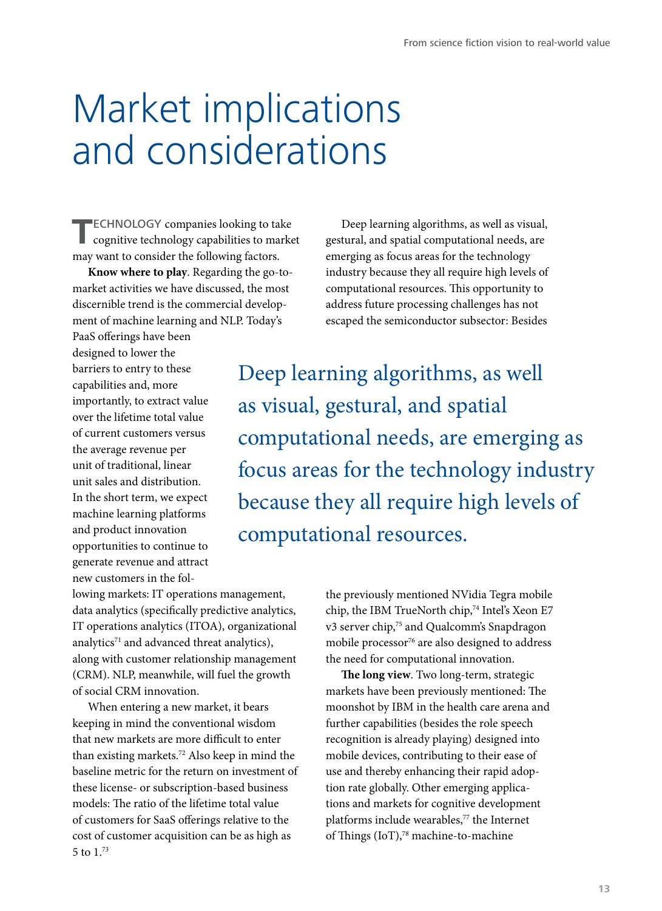# Market implications and considerations

TECHNOLOGY companies looking to take cognitive technology capabilities to market may want to consider the following factors.

**Know where to play**. Regarding the go-to-market activities we have discussed, the most discernible trend is the commercial development of machine learning and NLP. Today's PaaS offerings have been designed to lower the barriers to entry to these capabilities and, more importantly, to extract value over the lifetime total value of current customers versus the average revenue per unit of traditional, linear unit sales and distribution. In the short term, we expect machine learning platforms and product innovation opportunities to continue to generate revenue and attract new customers in the following markets: IT operations management, data analytics (specifically predictive analytics, IT operations analytics (ITOA), organizational analytics[71] and advanced threat analytics), along with customer relationship management (CRM). NLP, meanwhile, will fuel the growth of social CRM innovation.

When entering a new market, it bears keeping in mind the conventional wisdom that new markets are more difficult to enter than existing markets.[72] Also keep in mind the baseline metric for the return on investment of these license- or subscription-based business models: The ratio of the lifetime total value of customers for SaaS offerings relative to the cost of customer acquisition can be as high as 5 to 1.[73]

Deep learning algorithms, as well as visual, gestural, and spatial computational needs, are emerging as focus areas for the technology industry because they all require high levels of computational resources. This opportunity to address future processing challenges has not escaped the semiconductor subsector: Besides the previously mentioned NVidia Tegra mobile chip, the IBM TrueNorth chip,[74] Intel's Xeon E7 v3 server chip,[75] and Qualcomm's Snapdragon mobile processor[76] are also designed to address the need for computational innovation.

> Deep learning algorithms, as well as visual, gestural, and spatial computational needs, are emerging as focus areas for the technology industry because they all require high levels of computational resources.

**The long view**. Two long-term, strategic markets have been previously mentioned: The moonshot by IBM in the health care arena and further capabilities (besides the role speech recognition is already playing) designed into mobile devices, contributing to their ease of use and thereby enhancing their rapid adoption rate globally. Other emerging applications and markets for cognitive development platforms include wearables,[77] the Internet of Things (IoT),[78] machine-to-machine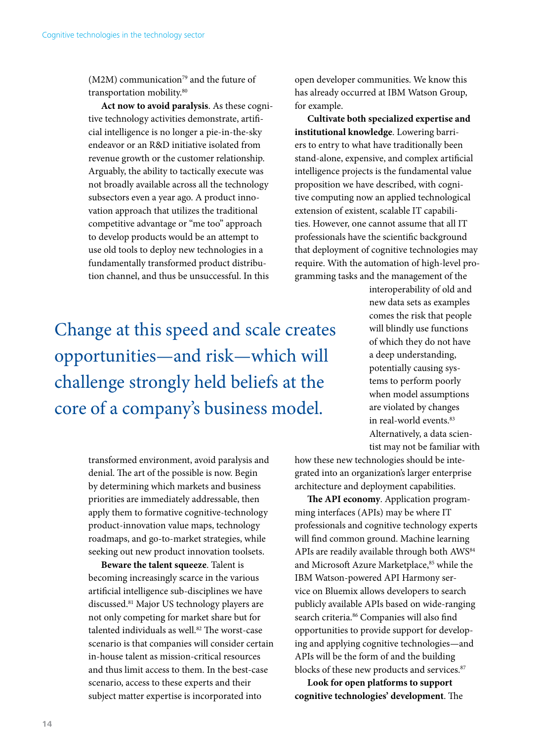(M2M) communication[79] and the future of transportation mobility.[80]

**Act now to avoid paralysis**. As these cognitive technology activities demonstrate, artificial intelligence is no longer a pie-in-the-sky endeavor or an R&D initiative isolated from revenue growth or the customer relationship. Arguably, the ability to tactically execute was not broadly available across all the technology subsectors even a year ago. A product innovation approach that utilizes the traditional competitive advantage or "me too" approach to develop products would be an attempt to use old tools to deploy new technologies in a fundamentally transformed product distribution channel, and thus be unsuccessful. In this transformed environment, avoid paralysis and denial. The art of the possible is now. Begin by determining which markets and business priorities are immediately addressable, then apply them to formative cognitive-technology product-innovation value maps, technology roadmaps, and go-to-market strategies, while seeking out new product innovation toolsets.

> Change at this speed and scale creates opportunities—and risk—which will challenge strongly held beliefs at the core of a company's business model.

**Beware the talent squeeze**. Talent is becoming increasingly scarce in the various artificial intelligence sub-disciplines we have discussed.[81] Major US technology players are not only competing for market share but for talented individuals as well.[82] The worst-case scenario is that companies will consider certain in-house talent as mission-critical resources and thus limit access to them. In the best-case scenario, access to these experts and their subject matter expertise is incorporated into open developer communities. We know this has already occurred at IBM Watson Group, for example.

**Cultivate both specialized expertise and institutional knowledge**. Lowering barriers to entry to what have traditionally been stand-alone, expensive, and complex artificial intelligence projects is the fundamental value proposition we have described, with cognitive computing now an applied technological extension of existent, scalable IT capabilities. However, one cannot assume that all IT professionals have the scientific background that deployment of cognitive technologies may require. With the automation of high-level programming tasks and the management of the interoperability of old and new data sets as examples comes the risk that people will blindly use functions of which they do not have a deep understanding, potentially causing systems to perform poorly when model assumptions are violated by changes in real-world events.[83] Alternatively, a data scientist may not be familiar with how these new technologies should be integrated into an organization's larger enterprise architecture and deployment capabilities.

**The API economy**. Application programming interfaces (APIs) may be where IT professionals and cognitive technology experts will find common ground. Machine learning APIs are readily available through both AWS[84] and Microsoft Azure Marketplace,[85] while the IBM Watson-powered API Harmony service on Bluemix allows developers to search publicly available APIs based on wide-ranging search criteria.[86] Companies will also find opportunities to provide support for developing and applying cognitive technologies—and APIs will be the form of and the building blocks of these new products and services.[87]

**Look for open platforms to support cognitive technologies' development**. The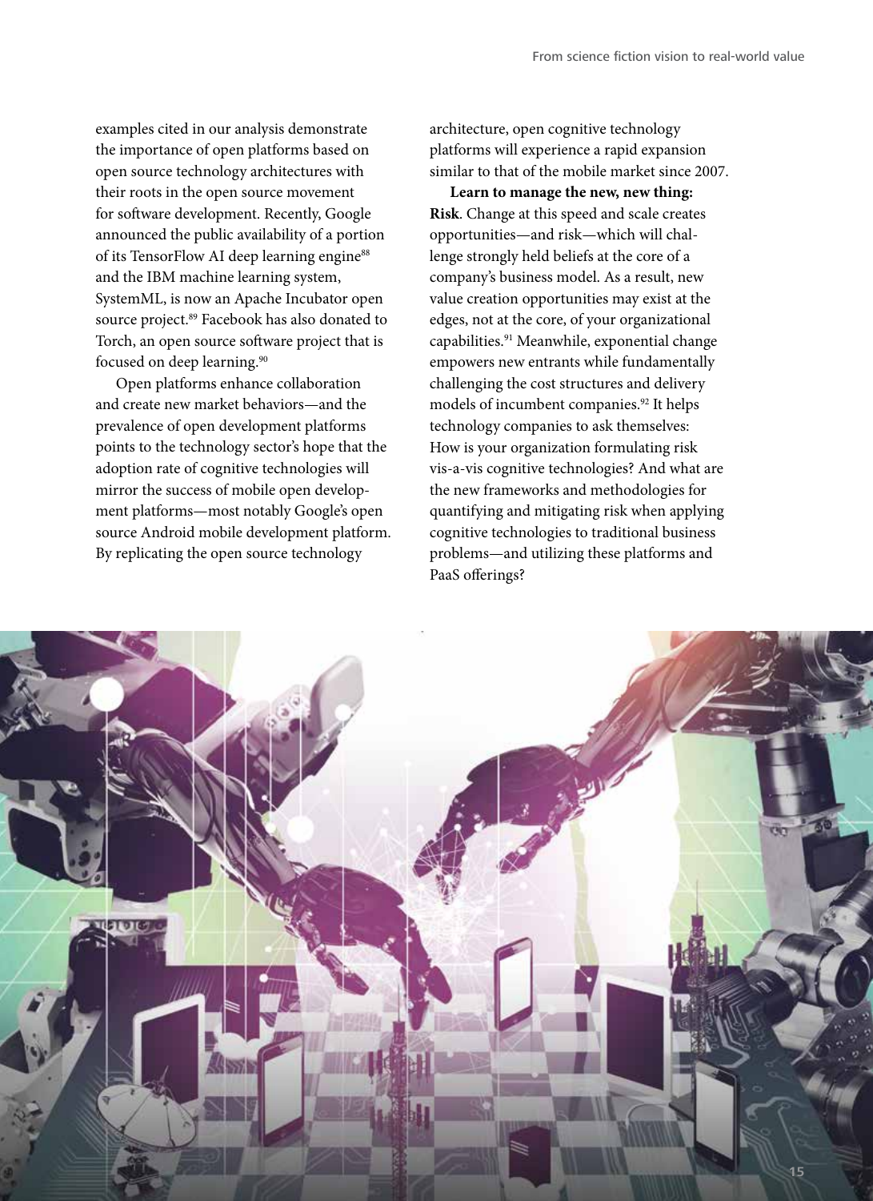examples cited in our analysis demonstrate the importance of open platforms based on open source technology architectures with their roots in the open source movement for software development. Recently, Google announced the public availability of a portion of its TensorFlow AI deep learning engine[88] and the IBM machine learning system, SystemML, is now an Apache Incubator open source project.[89] Facebook has also donated to Torch, an open source software project that is focused on deep learning.[90]

Open platforms enhance collaboration and create new market behaviors—and the prevalence of open development platforms points to the technology sector's hope that the adoption rate of cognitive technologies will mirror the success of mobile open development platforms—most notably Google's open source Android mobile development platform. By replicating the open source technology architecture, open cognitive technology platforms will experience a rapid expansion similar to that of the mobile market since 2007.

**Learn to manage the new, new thing: Risk**. Change at this speed and scale creates opportunities—and risk—which will challenge strongly held beliefs at the core of a company's business model. As a result, new value creation opportunities may exist at the edges, not at the core, of your organizational capabilities.[91] Meanwhile, exponential change empowers new entrants while fundamentally challenging the cost structures and delivery models of incumbent companies.[92] It helps technology companies to ask themselves: How is your organization formulating risk vis-a-vis cognitive technologies? And what are the new frameworks and methodologies for quantifying and mitigating risk when applying cognitive technologies to traditional business problems—and utilizing these platforms and PaaS offerings?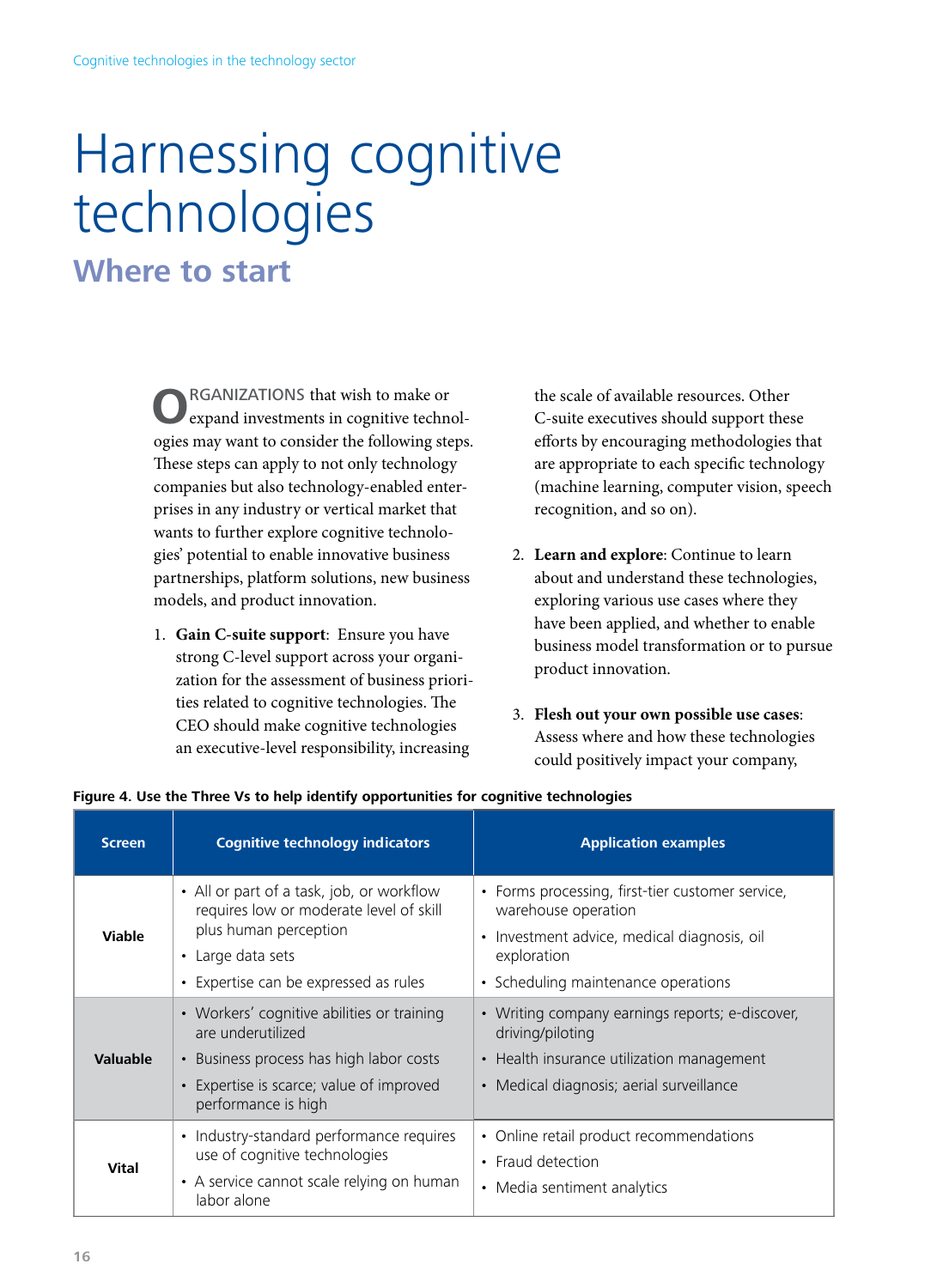# Harnessing cognitive technologies

## Where to start

ORGANIZATIONS that wish to make or expand investments in cognitive technologies may want to consider the following steps. These steps can apply to not only technology companies but also technology-enabled enterprises in any industry or vertical market that wants to further explore cognitive technologies' potential to enable innovative business partnerships, platform solutions, new business models, and product innovation.

1. **Gain C-suite support**: Ensure you have strong C-level support across your organization for the assessment of business priorities related to cognitive technologies. The CEO should make cognitive technologies an executive-level responsibility, increasing the scale of available resources. Other C-suite executives should support these efforts by encouraging methodologies that are appropriate to each specific technology (machine learning, computer vision, speech recognition, and so on).

2. **Learn and explore**: Continue to learn about and understand these technologies, exploring various use cases where they have been applied, and whether to enable business model transformation or to pursue product innovation.

3. **Flesh out your own possible use cases**: Assess where and how these technologies could positively impact your company,

**Figure 4. Use the Three Vs to help identify opportunities for cognitive technologies**

| Screen | Cognitive technology indicators | Application examples |
|---|---|---|
| **Viable** | • All or part of a task, job, or workflow requires low or moderate level of skill plus human perception<br>• Large data sets<br>• Expertise can be expressed as rules | • Forms processing, first-tier customer service, warehouse operation<br>• Investment advice, medical diagnosis, oil exploration<br>• Scheduling maintenance operations |
| **Valuable** | • Workers' cognitive abilities or training are underutilized<br>• Business process has high labor costs<br>• Expertise is scarce; value of improved performance is high | • Writing company earnings reports; e-discover, driving/piloting<br>• Health insurance utilization management<br>• Medical diagnosis; aerial surveillance |
| **Vital** | • Industry-standard performance requires use of cognitive technologies<br>• A service cannot scale relying on human labor alone | • Online retail product recommendations<br>• Fraud detection<br>• Media sentiment analytics |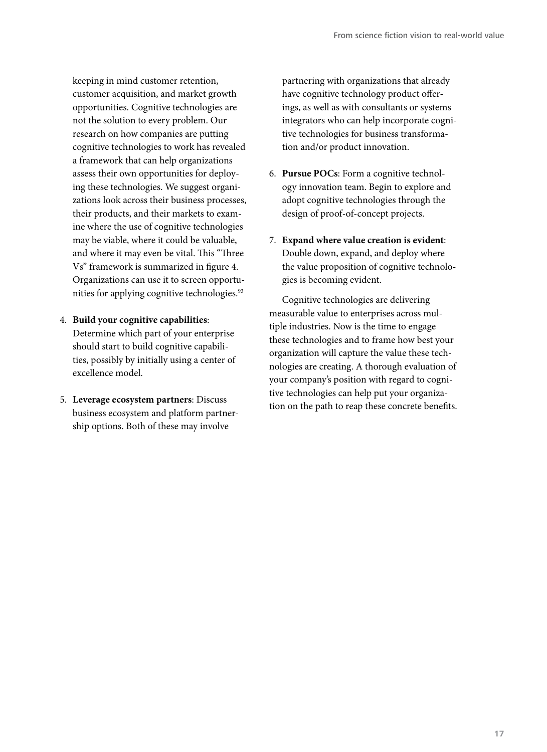keeping in mind customer retention, customer acquisition, and market growth opportunities. Cognitive technologies are not the solution to every problem. Our research on how companies are putting cognitive technologies to work has revealed a framework that can help organizations assess their own opportunities for deploying these technologies. We suggest organizations look across their business processes, their products, and their markets to examine where the use of cognitive technologies may be viable, where it could be valuable, and where it may even be vital. This "Three Vs" framework is summarized in figure 4. Organizations can use it to screen opportunities for applying cognitive technologies.[93]

4. **Build your cognitive capabilities**: Determine which part of your enterprise should start to build cognitive capabilities, possibly by initially using a center of excellence model.

5. **Leverage ecosystem partners**: Discuss business ecosystem and platform partnership options. Both of these may involve partnering with organizations that already have cognitive technology product offerings, as well as with consultants or systems integrators who can help incorporate cognitive technologies for business transformation and/or product innovation.

6. **Pursue POCs**: Form a cognitive technology innovation team. Begin to explore and adopt cognitive technologies through the design of proof-of-concept projects.

7. **Expand where value creation is evident**: Double down, expand, and deploy where the value proposition of cognitive technologies is becoming evident.

Cognitive technologies are delivering measurable value to enterprises across multiple industries. Now is the time to engage these technologies and to frame how best your organization will capture the value these technologies are creating. A thorough evaluation of your company's position with regard to cognitive technologies can help put your organization on the path to reap these concrete benefits.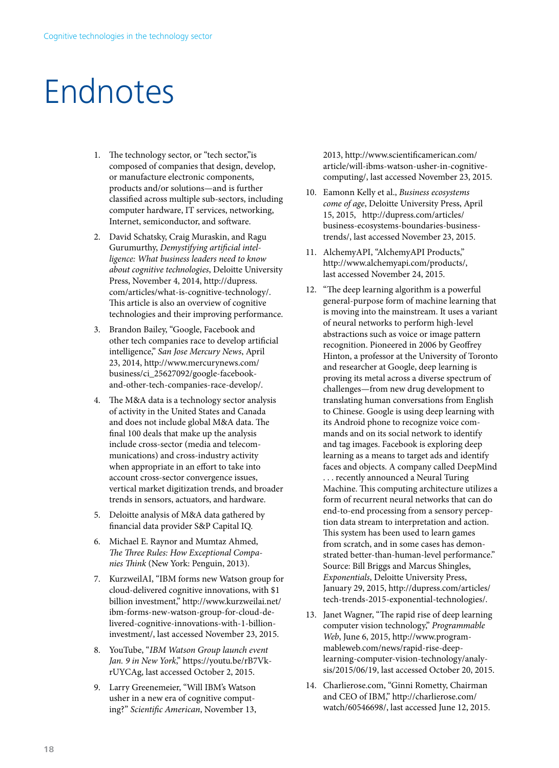# Endnotes

1. The technology sector, or "tech sector," is composed of companies that design, develop, or manufacture electronic components, products and/or solutions—and is further classified across multiple sub-sectors, including computer hardware, IT services, networking, Internet, semiconductor, and software.

2. David Schatsky, Craig Muraskin, and Ragu Gurumurthy, *Demystifying artificial intelligence: What business leaders need to know about cognitive technologies*, Deloitte University Press, November 4, 2014, http://dupress.com/articles/what-is-cognitive-technology/. This article is also an overview of cognitive technologies and their improving performance.

3. Brandon Bailey, "Google, Facebook and other tech companies race to develop artificial intelligence," *San Jose Mercury News*, April 23, 2014, http://www.mercurynews.com/business/ci_25627092/google-facebook-and-other-tech-companies-race-develop/.

4. The M&A data is a technology sector analysis of activity in the United States and Canada and does not include global M&A data. The final 100 deals that make up the analysis include cross-sector (media and telecommunications) and cross-industry activity when appropriate in an effort to take into account cross-sector convergence issues, vertical market digitization trends, and broader trends in sensors, actuators, and hardware.

5. Deloitte analysis of M&A data gathered by financial data provider S&P Capital IQ.

6. Michael E. Raynor and Mumtaz Ahmed, *The Three Rules: How Exceptional Companies Think* (New York: Penguin, 2013).

7. KurzweilAI, "IBM forms new Watson group for cloud-delivered cognitive innovations, with $1 billion investment," http://www.kurzweilai.net/ibm-forms-new-watson-group-for-cloud-delivered-cognitive-innovations-with-1-billion-investment/, last accessed November 23, 2015.

8. YouTube, "*IBM Watson Group launch event Jan. 9 in New York*," https://youtu.be/rB7Vk-rUYCAg, last accessed October 2, 2015.

9. Larry Greenemeier, "Will IBM's Watson usher in a new era of cognitive computing?" *Scientific American*, November 13, 2013, http://www.scientificamerican.com/article/will-ibms-watson-usher-in-cognitive-computing/, last accessed November 23, 2015.

10. Eamonn Kelly et al., *Business ecosystems come of age*, Deloitte University Press, April 15, 2015, http://dupress.com/articles/business-ecosystems-boundaries-business-trends/, last accessed November 23, 2015.

11. AlchemyAPI, "AlchemyAPI Products," http://www.alchemyapi.com/products/, last accessed November 24, 2015.

12. "The deep learning algorithm is a powerful general-purpose form of machine learning that is moving into the mainstream. It uses a variant of neural networks to perform high-level abstractions such as voice or image pattern recognition. Pioneered in 2006 by Geoffrey Hinton, a professor at the University of Toronto and researcher at Google, deep learning is proving its metal across a diverse spectrum of challenges—from new drug development to translating human conversations from English to Chinese. Google is using deep learning with its Android phone to recognize voice commands and on its social network to identify and tag images. Facebook is exploring deep learning as a means to target ads and identify faces and objects. A company called DeepMind . . . recently announced a Neural Turing Machine. This computing architecture utilizes a form of recurrent neural networks that can do end-to-end processing from a sensory perception data stream to interpretation and action. This system has been used to learn games from scratch, and in some cases has demonstrated better-than-human-level performance." Source: Bill Briggs and Marcus Shingles, *Exponentials*, Deloitte University Press, January 29, 2015, http://dupress.com/articles/tech-trends-2015-exponential-technologies/.

13. Janet Wagner, "The rapid rise of deep learning computer vision technology," *Programmable Web*, June 6, 2015, http://www.programmableweb.com/news/rapid-rise-deep-learning-computer-vision-technology/analysis/2015/06/19, last accessed October 20, 2015.

14. Charlierose.com, "Ginni Rometty, Chairman and CEO of IBM," http://charlierose.com/watch/60546698/, last accessed June 12, 2015.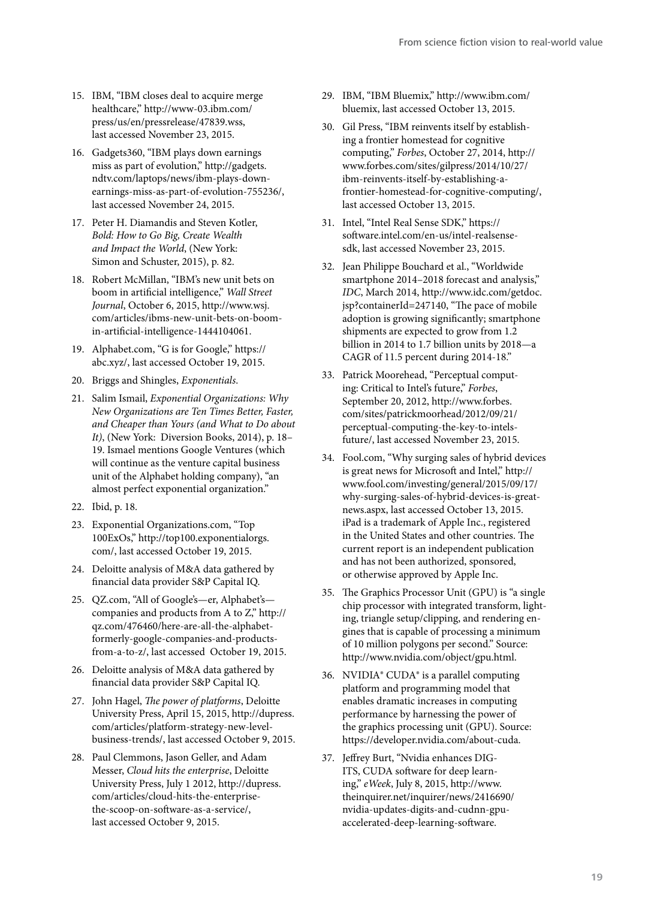15. IBM, "IBM closes deal to acquire merge healthcare," http://www-03.ibm.com/press/us/en/pressrelease/47839.wss, last accessed November 23, 2015.

16. Gadgets360, "IBM plays down earnings miss as part of evolution," http://gadgets.ndtv.com/laptops/news/ibm-plays-down-earnings-miss-as-part-of-evolution-755236/, last accessed November 24, 2015.

17. Peter H. Diamandis and Steven Kotler, *Bold: How to Go Big, Create Wealth and Impact the World*, (New York: Simon and Schuster, 2015), p. 82.

18. Robert McMillan, "IBM's new unit bets on boom in artificial intelligence," *Wall Street Journal*, October 6, 2015, http://www.wsj.com/articles/ibms-new-unit-bets-on-boom-in-artificial-intelligence-1444104061.

19. Alphabet.com, "G is for Google," https://abc.xyz/, last accessed October 19, 2015.

20. Briggs and Shingles, *Exponentials*.

21. Salim Ismail, *Exponential Organizations: Why New Organizations are Ten Times Better, Faster, and Cheaper than Yours (and What to Do about It)*, (New York: Diversion Books, 2014), p. 18–19. Ismael mentions Google Ventures (which will continue as the venture capital business unit of the Alphabet holding company), "an almost perfect exponential organization."

22. Ibid, p. 18.

23. Exponential Organizations.com, "Top 100ExOs," http://top100.exponentialorgs.com/, last accessed October 19, 2015.

24. Deloitte analysis of M&A data gathered by financial data provider S&P Capital IQ.

25. QZ.com, "All of Google's—er, Alphabet's—companies and products from A to Z," http://qz.com/476460/here-are-all-the-alphabet-formerly-google-companies-and-products-from-a-to-z/, last accessed October 19, 2015.

26. Deloitte analysis of M&A data gathered by financial data provider S&P Capital IQ.

27. John Hagel, *The power of platforms*, Deloitte University Press, April 15, 2015, http://dupress.com/articles/platform-strategy-new-level-business-trends/, last accessed October 9, 2015.

28. Paul Clemmons, Jason Geller, and Adam Messer, *Cloud hits the enterprise*, Deloitte University Press, July 1 2012, http://dupress.com/articles/cloud-hits-the-enterprise-the-scoop-on-software-as-a-service/, last accessed October 9, 2015.

29. IBM, "IBM Bluemix," http://www.ibm.com/bluemix, last accessed October 13, 2015.

30. Gil Press, "IBM reinvents itself by establishing a frontier homestead for cognitive computing," *Forbes*, October 27, 2014, http://www.forbes.com/sites/gilpress/2014/10/27/ibm-reinvents-itself-by-establishing-a-frontier-homestead-for-cognitive-computing/, last accessed October 13, 2015.

31. Intel, "Intel Real Sense SDK," https://software.intel.com/en-us/intel-realsense-sdk, last accessed November 23, 2015.

32. Jean Philippe Bouchard et al., "Worldwide smartphone 2014–2018 forecast and analysis," *IDC*, March 2014, http://www.idc.com/getdoc.jsp?containerId=247140, "The pace of mobile adoption is growing significantly; smartphone shipments are expected to grow from 1.2 billion in 2014 to 1.7 billion units by 2018—a CAGR of 11.5 percent during 2014-18."

33. Patrick Moorehead, "Perceptual computing: Critical to Intel's future," *Forbes*, September 20, 2012, http://www.forbes.com/sites/patrickmoorhead/2012/09/21/perceptual-computing-the-key-to-intels-future/, last accessed November 23, 2015.

34. Fool.com, "Why surging sales of hybrid devices is great news for Microsoft and Intel," http://www.fool.com/investing/general/2015/09/17/why-surging-sales-of-hybrid-devices-is-great-news.aspx, last accessed October 13, 2015. iPad is a trademark of Apple Inc., registered in the United States and other countries. The current report is an independent publication and has not been authorized, sponsored, or otherwise approved by Apple Inc.

35. The Graphics Processor Unit (GPU) is "a single chip processor with integrated transform, lighting, triangle setup/clipping, and rendering engines that is capable of processing a minimum of 10 million polygons per second." Source: http://www.nvidia.com/object/gpu.html.

36. NVIDIA® CUDA® is a parallel computing platform and programming model that enables dramatic increases in computing performance by harnessing the power of the graphics processing unit (GPU). Source: https://developer.nvidia.com/about-cuda.

37. Jeffrey Burt, "Nvidia enhances DIGITS, CUDA software for deep learning," *eWeek*, July 8, 2015, http://www.theinquirer.net/inquirer/news/2416690/nvidia-updates-digits-and-cudnn-gpu-accelerated-deep-learning-software.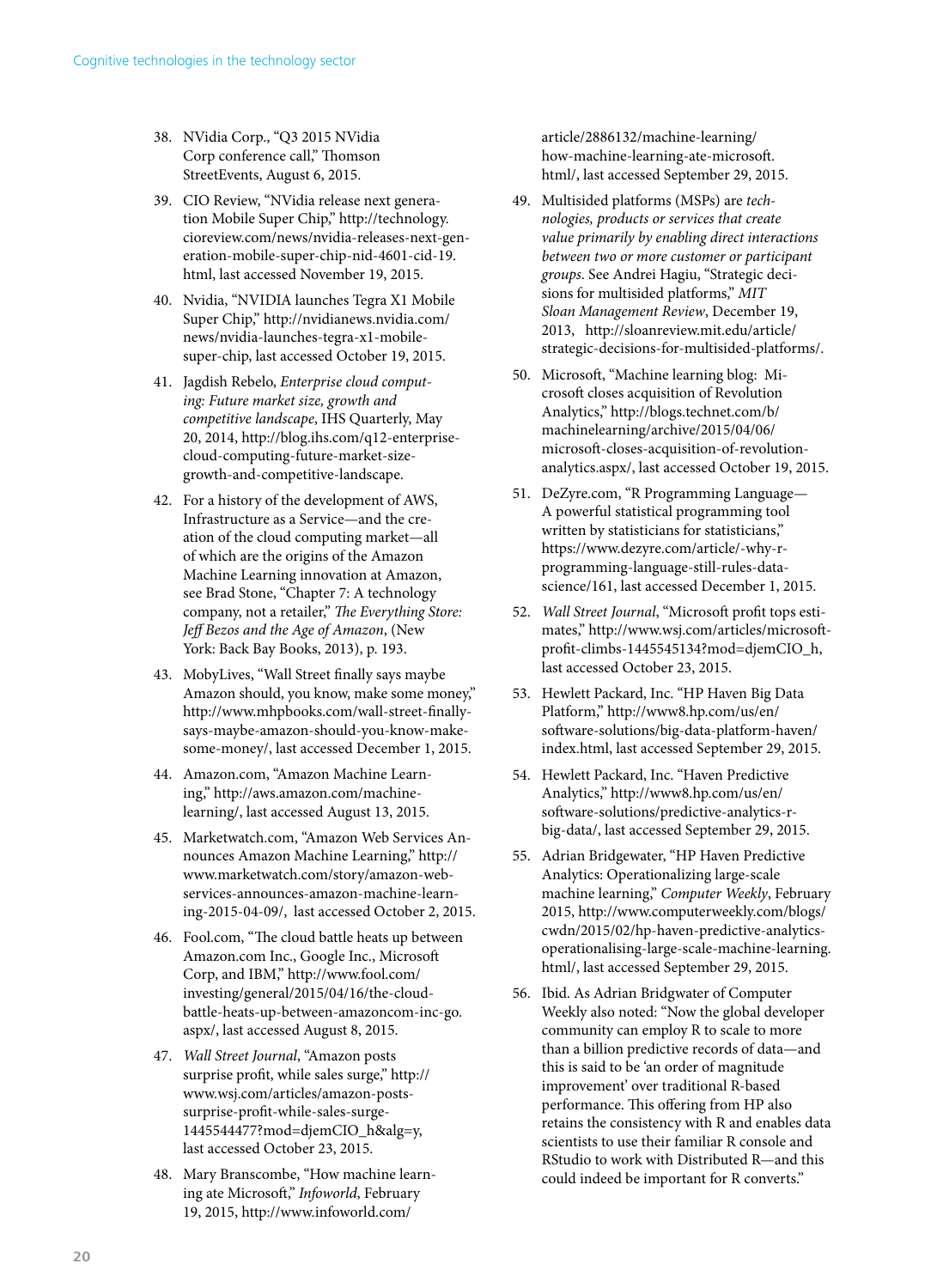38. NVidia Corp., "Q3 2015 NVidia Corp conference call," Thomson StreetEvents, August 6, 2015.

39. CIO Review, "NVidia release next generation Mobile Super Chip," http://technology.cioreview.com/news/nvidia-releases-next-generation-mobile-super-chip-nid-4601-cid-19.html, last accessed November 19, 2015.

40. Nvidia, "NVIDIA launches Tegra X1 Mobile Super Chip," http://nvidianews.nvidia.com/news/nvidia-launches-tegra-x1-mobile-super-chip, last accessed October 19, 2015.

41. Jagdish Rebelo, *Enterprise cloud computing: Future market size, growth and competitive landscape*, IHS Quarterly, May 20, 2014, http://blog.ihs.com/q12-enterprise-cloud-computing-future-market-size-growth-and-competitive-landscape.

42. For a history of the development of AWS, Infrastructure as a Service—and the creation of the cloud computing market—all of which are the origins of the Amazon Machine Learning innovation at Amazon, see Brad Stone, "Chapter 7: A technology company, not a retailer," *The Everything Store: Jeff Bezos and the Age of Amazon*, (New York: Back Bay Books, 2013), p. 193.

43. MobyLives, "Wall Street finally says maybe Amazon should, you know, make some money," http://www.mhpbooks.com/wall-street-finally-says-maybe-amazon-should-you-know-make-some-money/, last accessed December 1, 2015.

44. Amazon.com, "Amazon Machine Learning," http://aws.amazon.com/machine-learning/, last accessed August 13, 2015.

45. Marketwatch.com, "Amazon Web Services Announces Amazon Machine Learning," http://www.marketwatch.com/story/amazon-web-services-announces-amazon-machine-learning-2015-04-09/, last accessed October 2, 2015.

46. Fool.com, "The cloud battle heats up between Amazon.com Inc., Google Inc., Microsoft Corp, and IBM," http://www.fool.com/investing/general/2015/04/16/the-cloud-battle-heats-up-between-amazoncom-inc-go.aspx/, last accessed August 8, 2015.

47. *Wall Street Journal*, "Amazon posts surprise profit, while sales surge," http://www.wsj.com/articles/amazon-posts-surprise-profit-while-sales-surge-1445544477?mod=djemCIO_h&alg=y, last accessed October 23, 2015.

48. Mary Branscombe, "How machine learning ate Microsoft," *Infoworld*, February 19, 2015, http://www.infoworld.com/article/2886132/machine-learning/how-machine-learning-ate-microsoft.html/, last accessed September 29, 2015.

49. Multisided platforms (MSPs) are *technologies, products or services that create value primarily by enabling direct interactions between two or more customer or participant groups*. See Andrei Hagiu, "Strategic decisions for multisided platforms," *MIT Sloan Management Review*, December 19, 2013, http://sloanreview.mit.edu/article/strategic-decisions-for-multisided-platforms/.

50. Microsoft, "Machine learning blog: Microsoft closes acquisition of Revolution Analytics," http://blogs.technet.com/b/machinelearning/archive/2015/04/06/microsoft-closes-acquisition-of-revolution-analytics.aspx/, last accessed October 19, 2015.

51. DeZyre.com, "R Programming Language—A powerful statistical programming tool written by statisticians for statisticians," https://www.dezyre.com/article/-why-r-programming-language-still-rules-data-science/161, last accessed December 1, 2015.

52. *Wall Street Journal*, "Microsoft profit tops estimates," http://www.wsj.com/articles/microsoft-profit-climbs-1445545134?mod=djemCIO_h, last accessed October 23, 2015.

53. Hewlett Packard, Inc. "HP Haven Big Data Platform," http://www8.hp.com/us/en/software-solutions/big-data-platform-haven/index.html, last accessed September 29, 2015.

54. Hewlett Packard, Inc. "Haven Predictive Analytics," http://www8.hp.com/us/en/software-solutions/predictive-analytics-r-big-data/, last accessed September 29, 2015.

55. Adrian Bridgewater, "HP Haven Predictive Analytics: Operationalizing large-scale machine learning," *Computer Weekly*, February 2015, http://www.computerweekly.com/blogs/cwdn/2015/02/hp-haven-predictive-analytics-operationalising-large-scale-machine-learning.html/, last accessed September 29, 2015.

56. Ibid. As Adrian Bridgwater of Computer Weekly also noted: "Now the global developer community can employ R to scale to more than a billion predictive records of data—and this is said to be 'an order of magnitude improvement' over traditional R-based performance. This offering from HP also retains the consistency with R and enables data scientists to use their familiar R console and RStudio to work with Distributed R—and this could indeed be important for R converts."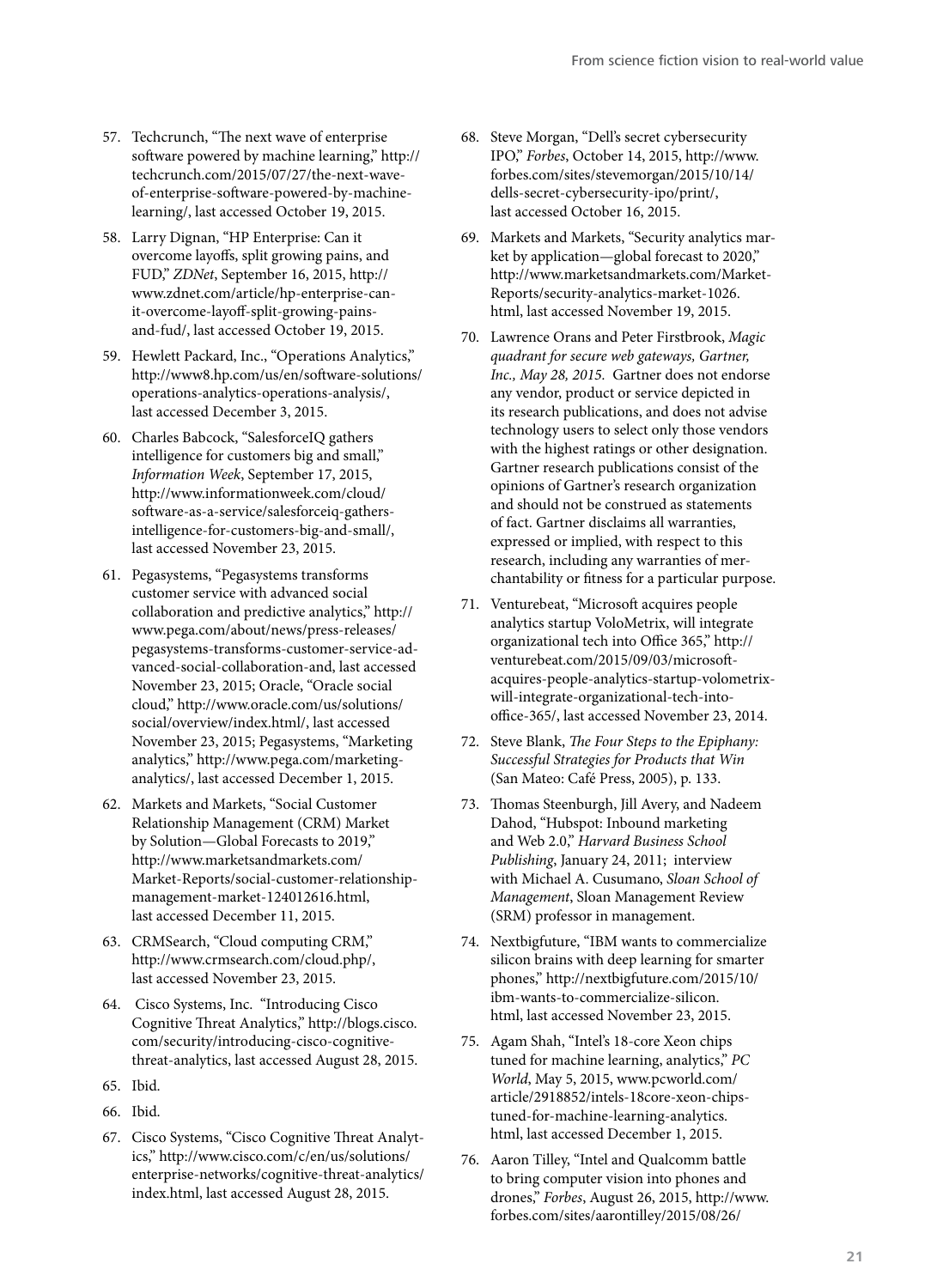57. Techcrunch, "The next wave of enterprise software powered by machine learning," http://techcrunch.com/2015/07/27/the-next-wave-of-enterprise-software-powered-by-machine-learning/, last accessed October 19, 2015.

58. Larry Dignan, "HP Enterprise: Can it overcome layoffs, split growing pains, and FUD," *ZDNet*, September 16, 2015, http://www.zdnet.com/article/hp-enterprise-can-it-overcome-layoff-split-growing-pains-and-fud/, last accessed October 19, 2015.

59. Hewlett Packard, Inc., "Operations Analytics," http://www8.hp.com/us/en/software-solutions/operations-analytics-operations-analysis/, last accessed December 3, 2015.

60. Charles Babcock, "SalesforceIQ gathers intelligence for customers big and small," *Information Week*, September 17, 2015, http://www.informationweek.com/cloud/software-as-a-service/salesforceiq-gathers-intelligence-for-customers-big-and-small/, last accessed November 23, 2015.

61. Pegasystems, "Pegasystems transforms customer service with advanced social collaboration and predictive analytics," http://www.pega.com/about/news/press-releases/pegasystems-transforms-customer-service-advanced-social-collaboration-and, last accessed November 23, 2015; Oracle, "Oracle social cloud," http://www.oracle.com/us/solutions/social/overview/index.html/, last accessed November 23, 2015; Pegasystems, "Marketing analytics," http://www.pega.com/marketing-analytics/, last accessed December 1, 2015.

62. Markets and Markets, "Social Customer Relationship Management (CRM) Market by Solution—Global Forecasts to 2019," http://www.marketsandmarkets.com/Market-Reports/social-customer-relationship-management-market-124012616.html, last accessed December 11, 2015.

63. CRMSearch, "Cloud computing CRM," http://www.crmsearch.com/cloud.php/, last accessed November 23, 2015.

64. Cisco Systems, Inc. "Introducing Cisco Cognitive Threat Analytics," http://blogs.cisco.com/security/introducing-cisco-cognitive-threat-analytics, last accessed August 28, 2015.

65. Ibid.

66. Ibid.

67. Cisco Systems, "Cisco Cognitive Threat Analytics," http://www.cisco.com/c/en/us/solutions/enterprise-networks/cognitive-threat-analytics/index.html, last accessed August 28, 2015.

68. Steve Morgan, "Dell's secret cybersecurity IPO," *Forbes*, October 14, 2015, http://www.forbes.com/sites/stevemorgan/2015/10/14/dells-secret-cybersecurity-ipo/print/, last accessed October 16, 2015.

69. Markets and Markets, "Security analytics market by application—global forecast to 2020," http://www.marketsandmarkets.com/Market-Reports/security-analytics-market-1026.html, last accessed November 19, 2015.

70. Lawrence Orans and Peter Firstbrook, *Magic quadrant for secure web gateways, Gartner, Inc., May 28, 2015.* Gartner does not endorse any vendor, product or service depicted in its research publications, and does not advise technology users to select only those vendors with the highest ratings or other designation. Gartner research publications consist of the opinions of Gartner's research organization and should not be construed as statements of fact. Gartner disclaims all warranties, expressed or implied, with respect to this research, including any warranties of merchantability or fitness for a particular purpose.

71. Venturebeat, "Microsoft acquires people analytics startup VoloMetrix, will integrate organizational tech into Office 365," http://venturebeat.com/2015/09/03/microsoft-acquires-people-analytics-startup-volometrix-will-integrate-organizational-tech-into-office-365/, last accessed November 23, 2014.

72. Steve Blank, *The Four Steps to the Epiphany: Successful Strategies for Products that Win* (San Mateo: Café Press, 2005), p. 133.

73. Thomas Steenburgh, Jill Avery, and Nadeem Dahod, "Hubspot: Inbound marketing and Web 2.0," *Harvard Business School Publishing*, January 24, 2011; interview with Michael A. Cusumano, *Sloan School of Management*, Sloan Management Review (SRM) professor in management.

74. Nextbigfuture, "IBM wants to commercialize silicon brains with deep learning for smarter phones," http://nextbigfuture.com/2015/10/ibm-wants-to-commercialize-silicon.html, last accessed November 23, 2015.

75. Agam Shah, "Intel's 18-core Xeon chips tuned for machine learning, analytics," *PC World*, May 5, 2015, www.pcworld.com/article/2918852/intels-18core-xeon-chips-tuned-for-machine-learning-analytics.html, last accessed December 1, 2015.

76. Aaron Tilley, "Intel and Qualcomm battle to bring computer vision into phones and drones," *Forbes*, August 26, 2015, http://www.forbes.com/sites/aarontilley/2015/08/26/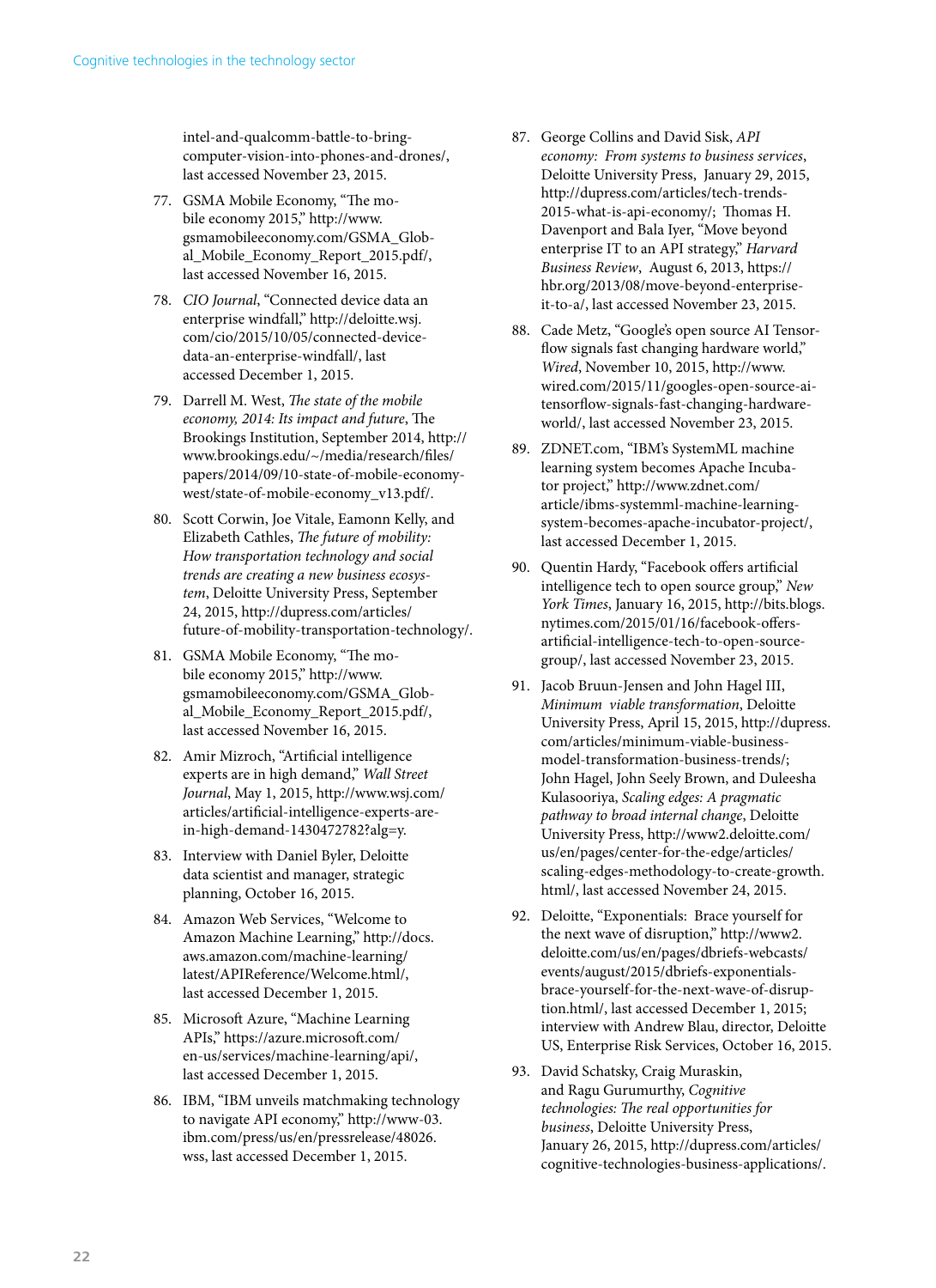intel-and-qualcomm-battle-to-bring-computer-vision-into-phones-and-drones/, last accessed November 23, 2015.

77. GSMA Mobile Economy, "The mobile economy 2015," http://www.gsmamobileeconomy.com/GSMA_Global_Mobile_Economy_Report_2015.pdf/, last accessed November 16, 2015.

78. *CIO Journal*, "Connected device data an enterprise windfall," http://deloitte.wsj.com/cio/2015/10/05/connected-device-data-an-enterprise-windfall/, last accessed December 1, 2015.

79. Darrell M. West, *The state of the mobile economy, 2014: Its impact and future*, The Brookings Institution, September 2014, http://www.brookings.edu/~/media/research/files/papers/2014/09/10-state-of-mobile-economy-west/state-of-mobile-economy_v13.pdf/.

80. Scott Corwin, Joe Vitale, Eamonn Kelly, and Elizabeth Cathles, *The future of mobility: How transportation technology and social trends are creating a new business ecosystem*, Deloitte University Press, September 24, 2015, http://dupress.com/articles/future-of-mobility-transportation-technology/.

81. GSMA Mobile Economy, "The mobile economy 2015," http://www.gsmamobileeconomy.com/GSMA_Global_Mobile_Economy_Report_2015.pdf/, last accessed November 16, 2015.

82. Amir Mizroch, "Artificial intelligence experts are in high demand," *Wall Street Journal*, May 1, 2015, http://www.wsj.com/articles/artificial-intelligence-experts-are-in-high-demand-1430472782?alg=y.

83. Interview with Daniel Byler, Deloitte data scientist and manager, strategic planning, October 16, 2015.

84. Amazon Web Services, "Welcome to Amazon Machine Learning," http://docs.aws.amazon.com/machine-learning/latest/APIReference/Welcome.html/, last accessed December 1, 2015.

85. Microsoft Azure, "Machine Learning APIs," https://azure.microsoft.com/en-us/services/machine-learning/api/, last accessed December 1, 2015.

86. IBM, "IBM unveils matchmaking technology to navigate API economy," http://www-03.ibm.com/press/us/en/pressrelease/48026.wss, last accessed December 1, 2015.

87. George Collins and David Sisk, *API economy: From systems to business services*, Deloitte University Press, January 29, 2015, http://dupress.com/articles/tech-trends-2015-what-is-api-economy/; Thomas H. Davenport and Bala Iyer, "Move beyond enterprise IT to an API strategy," *Harvard Business Review*, August 6, 2013, https://hbr.org/2013/08/move-beyond-enterprise-it-to-a/, last accessed November 23, 2015.

88. Cade Metz, "Google's open source AI Tensorflow signals fast changing hardware world," *Wired*, November 10, 2015, http://www.wired.com/2015/11/googles-open-source-ai-tensorflow-signals-fast-changing-hardware-world/, last accessed November 23, 2015.

89. ZDNET.com, "IBM's SystemML machine learning system becomes Apache Incubator project," http://www.zdnet.com/article/ibms-systemml-machine-learning-system-becomes-apache-incubator-project/, last accessed December 1, 2015.

90. Quentin Hardy, "Facebook offers artificial intelligence tech to open source group," *New York Times*, January 16, 2015, http://bits.blogs.nytimes.com/2015/01/16/facebook-offers-artificial-intelligence-tech-to-open-source-group/, last accessed November 23, 2015.

91. Jacob Bruun-Jensen and John Hagel III, *Minimum viable transformation*, Deloitte University Press, April 15, 2015, http://dupress.com/articles/minimum-viable-business-model-transformation-business-trends/; John Hagel, John Seely Brown, and Duleesha Kulasooriya, *Scaling edges: A pragmatic pathway to broad internal change*, Deloitte University Press, http://www2.deloitte.com/us/en/pages/center-for-the-edge/articles/scaling-edges-methodology-to-create-growth.html/, last accessed November 24, 2015.

92. Deloitte, "Exponentials: Brace yourself for the next wave of disruption," http://www2.deloitte.com/us/en/pages/dbriefs-webcasts/events/august/2015/dbriefs-exponentials-brace-yourself-for-the-next-wave-of-disruption.html/, last accessed December 1, 2015; interview with Andrew Blau, director, Deloitte US, Enterprise Risk Services, October 16, 2015.

93. David Schatsky, Craig Muraskin, and Ragu Gurumurthy, *Cognitive technologies: The real opportunities for business*, Deloitte University Press, January 26, 2015, http://dupress.com/articles/cognitive-technologies-business-applications/.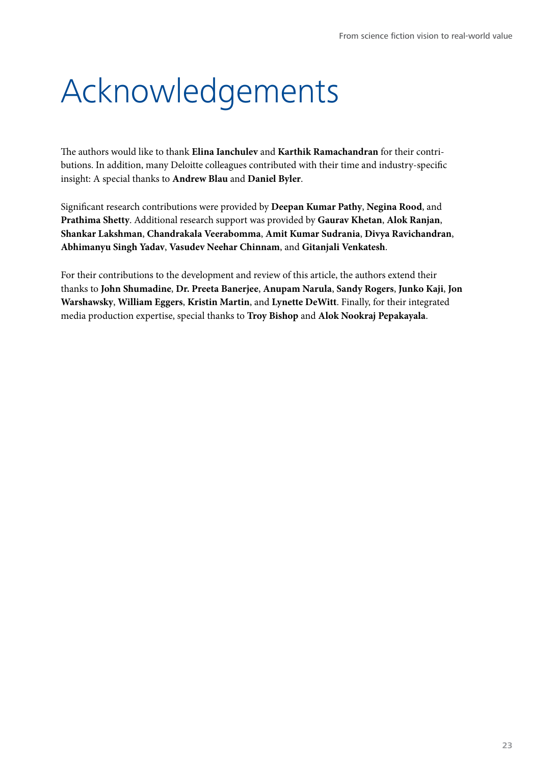# Acknowledgements

The authors would like to thank **Elina Ianchulev** and **Karthik Ramachandran** for their contributions. In addition, many Deloitte colleagues contributed with their time and industry-specific insight: A special thanks to **Andrew Blau** and **Daniel Byler**.

Significant research contributions were provided by **Deepan Kumar Pathy**, **Negina Rood**, and **Prathima Shetty**. Additional research support was provided by **Gaurav Khetan**, **Alok Ranjan**, **Shankar Lakshman**, **Chandrakala Veerabomma**, **Amit Kumar Sudrania**, **Divya Ravichandran**, **Abhimanyu Singh Yadav**, **Vasudev Neehar Chinnam**, and **Gitanjali Venkatesh**.

For their contributions to the development and review of this article, the authors extend their thanks to **John Shumadine**, **Dr. Preeta Banerjee**, **Anupam Narula**, **Sandy Rogers**, **Junko Kaji**, **Jon Warshawsky**, **William Eggers**, **Kristin Martin**, and **Lynette DeWitt**. Finally, for their integrated media production expertise, special thanks to **Troy Bishop** and **Alok Nookraj Pepakayala**.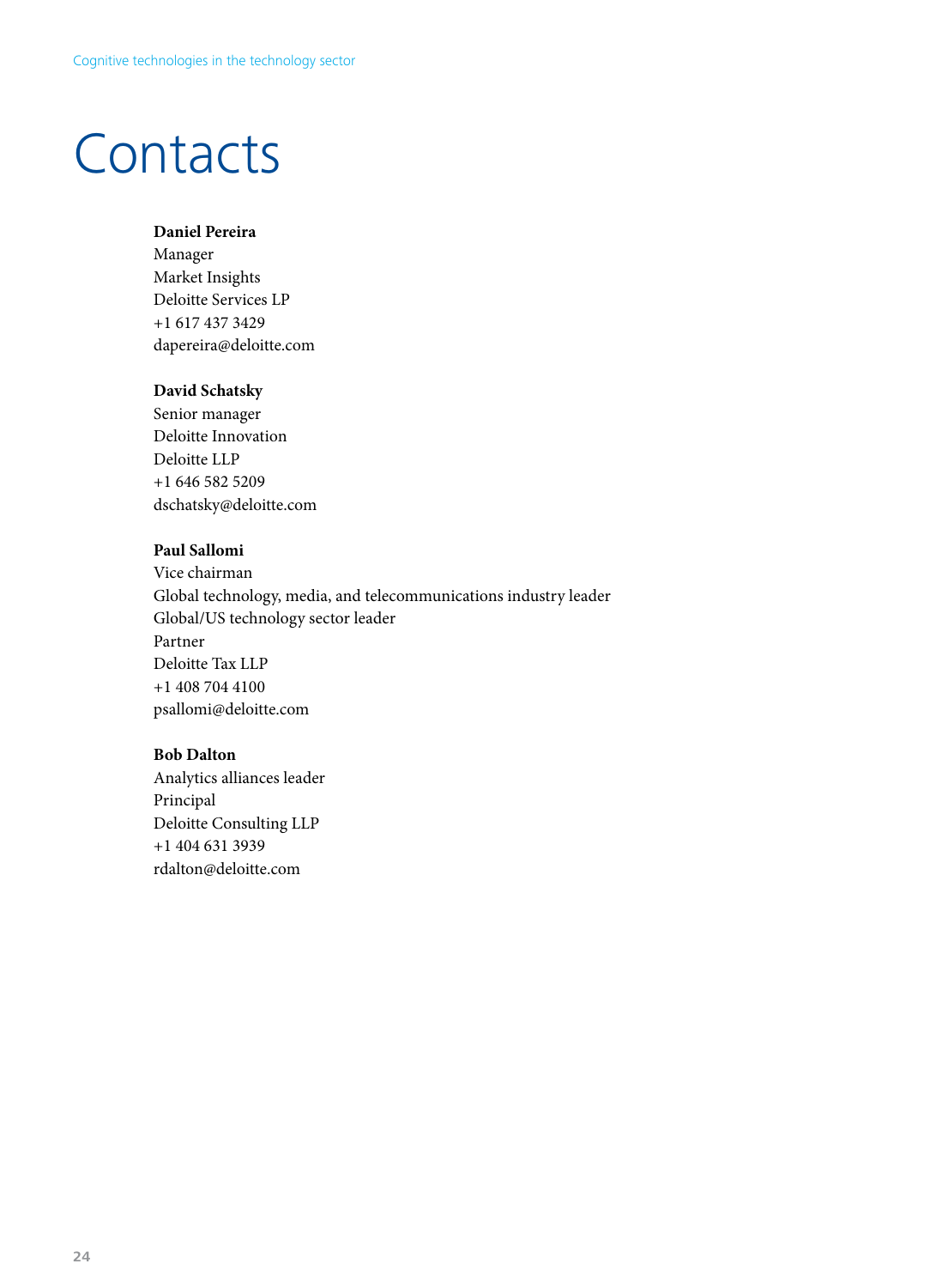# Contacts

**Daniel Pereira**
Manager
Market Insights
Deloitte Services LP
+1 617 437 3429
dapereira@deloitte.com

**David Schatsky**
Senior manager
Deloitte Innovation
Deloitte LLP
+1 646 582 5209
dschatsky@deloitte.com

**Paul Sallomi**
Vice chairman
Global technology, media, and telecommunications industry leader
Global/US technology sector leader
Partner
Deloitte Tax LLP
+1 408 704 4100
psallomi@deloitte.com

**Bob Dalton**
Analytics alliances leader
Principal
Deloitte Consulting LLP
+1 404 631 3939
rdalton@deloitte.com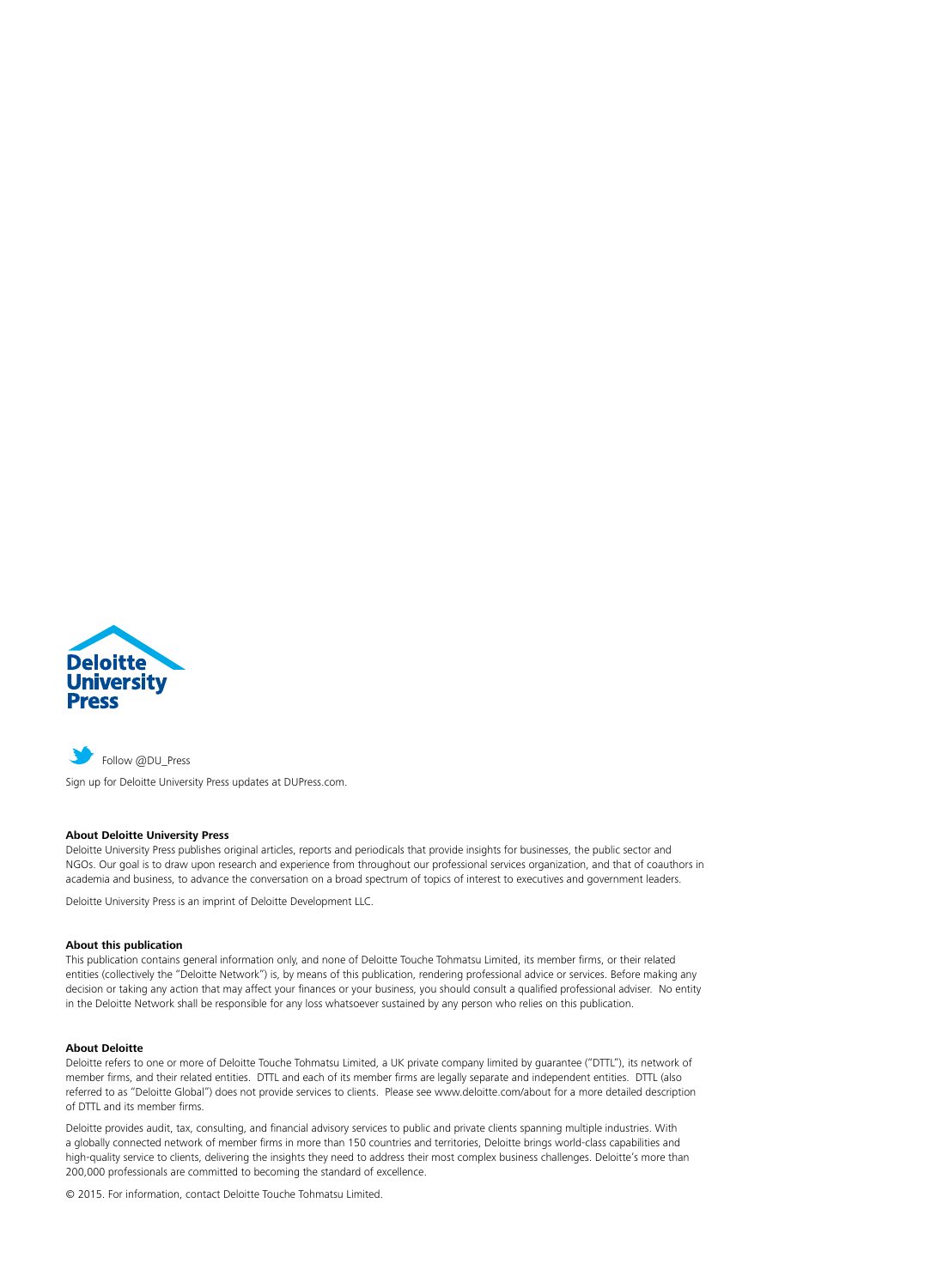Deloitte University Press

Follow @DU_Press

Sign up for Deloitte University Press updates at DUPress.com.

**About Deloitte University Press**

Deloitte University Press publishes original articles, reports and periodicals that provide insights for businesses, the public sector and NGOs. Our goal is to draw upon research and experience from throughout our professional services organization, and that of coauthors in academia and business, to advance the conversation on a broad spectrum of topics of interest to executives and government leaders.

Deloitte University Press is an imprint of Deloitte Development LLC.

**About this publication**

This publication contains general information only, and none of Deloitte Touche Tohmatsu Limited, its member firms, or their related entities (collectively the "Deloitte Network") is, by means of this publication, rendering professional advice or services. Before making any decision or taking any action that may affect your finances or your business, you should consult a qualified professional adviser. No entity in the Deloitte Network shall be responsible for any loss whatsoever sustained by any person who relies on this publication.

**About Deloitte**

Deloitte refers to one or more of Deloitte Touche Tohmatsu Limited, a UK private company limited by guarantee ("DTTL"), its network of member firms, and their related entities. DTTL and each of its member firms are legally separate and independent entities. DTTL (also referred to as "Deloitte Global") does not provide services to clients. Please see www.deloitte.com/about for a more detailed description of DTTL and its member firms.

Deloitte provides audit, tax, consulting, and financial advisory services to public and private clients spanning multiple industries. With a globally connected network of member firms in more than 150 countries and territories, Deloitte brings world-class capabilities and high-quality service to clients, delivering the insights they need to address their most complex business challenges. Deloitte's more than 200,000 professionals are committed to becoming the standard of excellence.

© 2015. For information, contact Deloitte Touche Tohmatsu Limited.